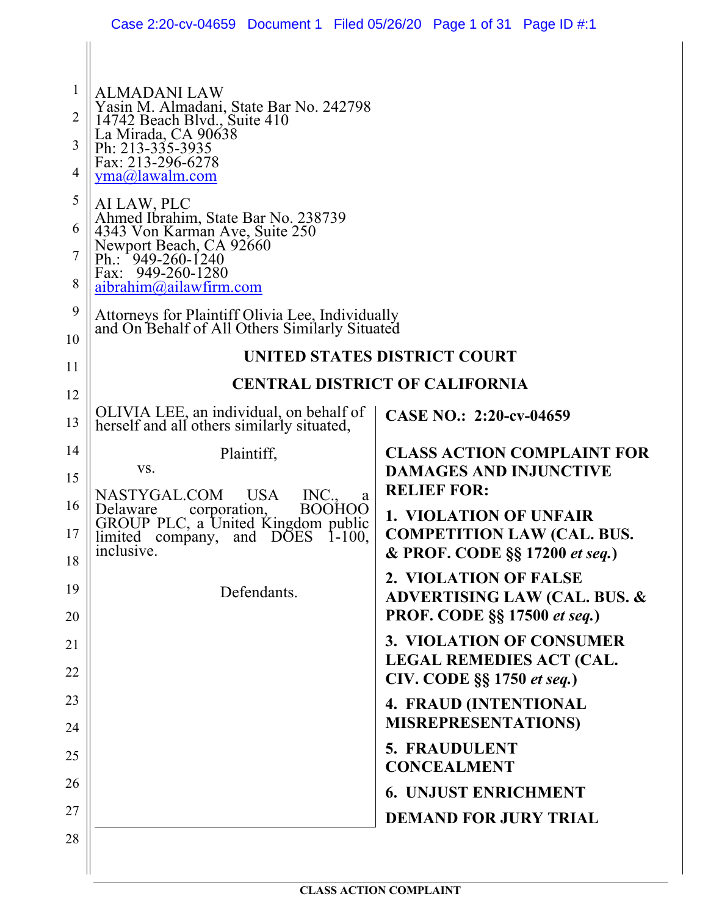ALMADANI LAW
Yasin M. Almadani, State Bar No. 242798
14742 Beach Blvd., Suite 410
La Mirada, CA 90638
Ph: 213-335-3935
Fax: 213-296-6278
yma@lawalm.com

AI LAW, PLC
Ahmed Ibrahim, State Bar No. 238739
4343 Von Karman Ave, Suite 250
Newport Beach, CA 92660
Ph.: 949-260-1240
Fax: 949-260-1280
aibrahim@ailawfirm.com

Attorneys for Plaintiff Olivia Lee, Individually and On Behalf of All Others Similarly Situated

**UNITED STATES DISTRICT COURT**

**CENTRAL DISTRICT OF CALIFORNIA**

OLIVIA LEE, an individual, on behalf of herself and all others similarly situated,

Plaintiff,

vs.

NASTYGAL.COM USA INC., a Delaware corporation, BOOHOO GROUP PLC, a United Kingdom public limited company, and DOES 1-100, inclusive.

Defendants.

**CASE NO.: 2:20-cv-04659**

**CLASS ACTION COMPLAINT FOR DAMAGES AND INJUNCTIVE RELIEF FOR:**

**1. VIOLATION OF UNFAIR COMPETITION LAW (CAL. BUS. & PROF. CODE §§ 17200 *et seq.*)**

**2. VIOLATION OF FALSE ADVERTISING LAW (CAL. BUS. & PROF. CODE §§ 17500 *et seq.*)**

**3. VIOLATION OF CONSUMER LEGAL REMEDIES ACT (CAL. CIV. CODE §§ 1750 *et seq.*)**

**4. FRAUD (INTENTIONAL MISREPRESENTATIONS)**

**5. FRAUDULENT CONCEALMENT**

**6. UNJUST ENRICHMENT**

**DEMAND FOR JURY TRIAL**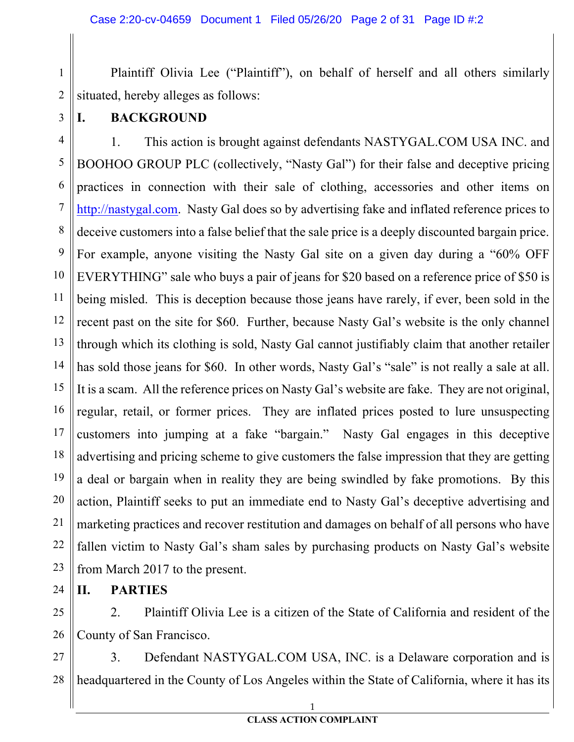Plaintiff Olivia Lee ("Plaintiff"), on behalf of herself and all others similarly situated, hereby alleges as follows:

## I. BACKGROUND

1. This action is brought against defendants NASTYGAL.COM USA INC. and BOOHOO GROUP PLC (collectively, "Nasty Gal") for their false and deceptive pricing practices in connection with their sale of clothing, accessories and other items on http://nastygal.com. Nasty Gal does so by advertising fake and inflated reference prices to deceive customers into a false belief that the sale price is a deeply discounted bargain price. For example, anyone visiting the Nasty Gal site on a given day during a "60% OFF EVERYTHING" sale who buys a pair of jeans for $20 based on a reference price of $50 is being misled. This is deception because those jeans have rarely, if ever, been sold in the recent past on the site for $60. Further, because Nasty Gal's website is the only channel through which its clothing is sold, Nasty Gal cannot justifiably claim that another retailer has sold those jeans for $60. In other words, Nasty Gal's "sale" is not really a sale at all. It is a scam. All the reference prices on Nasty Gal's website are fake. They are not original, regular, retail, or former prices. They are inflated prices posted to lure unsuspecting customers into jumping at a fake "bargain." Nasty Gal engages in this deceptive advertising and pricing scheme to give customers the false impression that they are getting a deal or bargain when in reality they are being swindled by fake promotions. By this action, Plaintiff seeks to put an immediate end to Nasty Gal's deceptive advertising and marketing practices and recover restitution and damages on behalf of all persons who have fallen victim to Nasty Gal's sham sales by purchasing products on Nasty Gal's website from March 2017 to the present.

## II. PARTIES

2. Plaintiff Olivia Lee is a citizen of the State of California and resident of the County of San Francisco.

3. Defendant NASTYGAL.COM USA, INC. is a Delaware corporation and is headquartered in the County of Los Angeles within the State of California, where it has its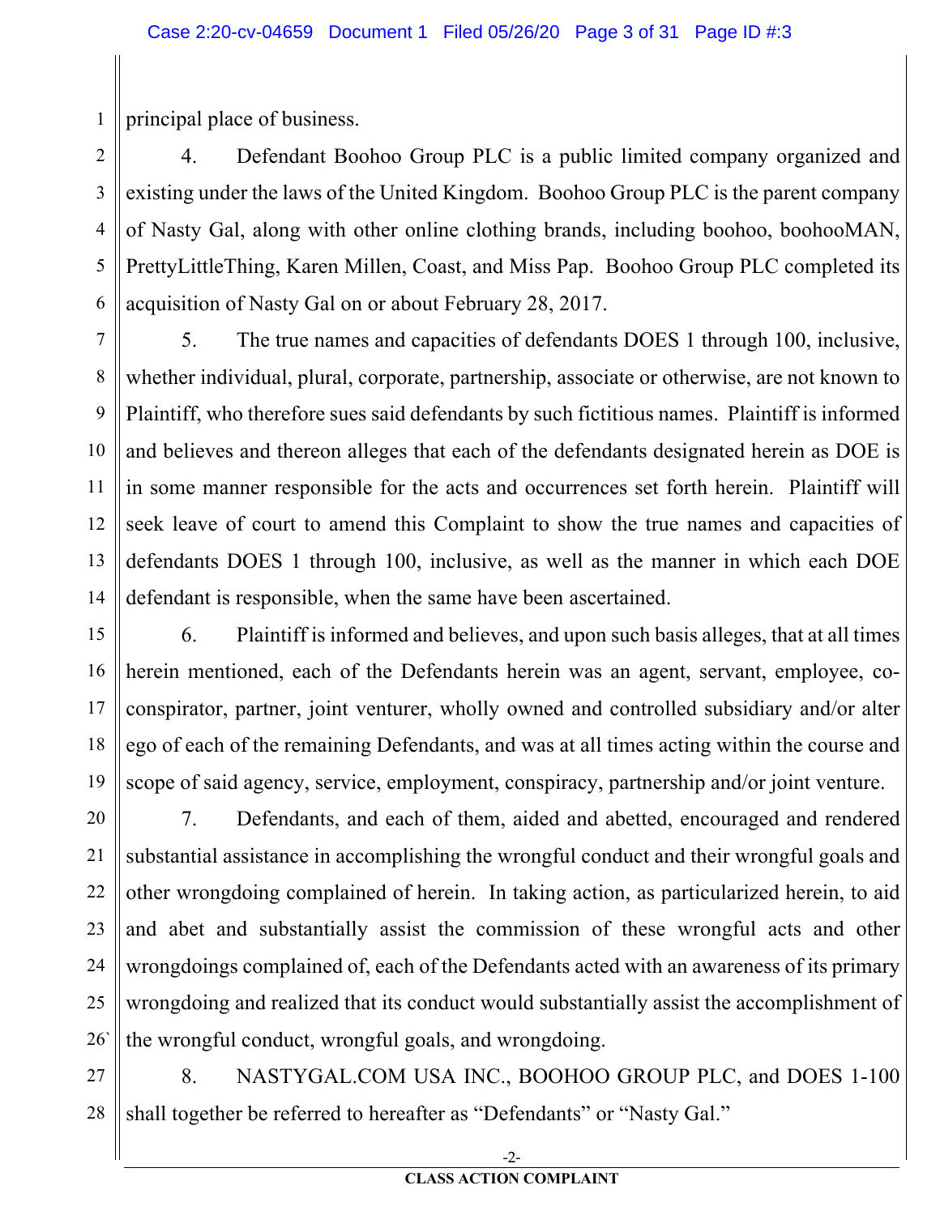principal place of business.

4. Defendant Boohoo Group PLC is a public limited company organized and existing under the laws of the United Kingdom. Boohoo Group PLC is the parent company of Nasty Gal, along with other online clothing brands, including boohoo, boohooMAN, PrettyLittleThing, Karen Millen, Coast, and Miss Pap. Boohoo Group PLC completed its acquisition of Nasty Gal on or about February 28, 2017.

5. The true names and capacities of defendants DOES 1 through 100, inclusive, whether individual, plural, corporate, partnership, associate or otherwise, are not known to Plaintiff, who therefore sues said defendants by such fictitious names. Plaintiff is informed and believes and thereon alleges that each of the defendants designated herein as DOE is in some manner responsible for the acts and occurrences set forth herein. Plaintiff will seek leave of court to amend this Complaint to show the true names and capacities of defendants DOES 1 through 100, inclusive, as well as the manner in which each DOE defendant is responsible, when the same have been ascertained.

6. Plaintiff is informed and believes, and upon such basis alleges, that at all times herein mentioned, each of the Defendants herein was an agent, servant, employee, co-conspirator, partner, joint venturer, wholly owned and controlled subsidiary and/or alter ego of each of the remaining Defendants, and was at all times acting within the course and scope of said agency, service, employment, conspiracy, partnership and/or joint venture.

7. Defendants, and each of them, aided and abetted, encouraged and rendered substantial assistance in accomplishing the wrongful conduct and their wrongful goals and other wrongdoing complained of herein. In taking action, as particularized herein, to aid and abet and substantially assist the commission of these wrongful acts and other wrongdoings complained of, each of the Defendants acted with an awareness of its primary wrongdoing and realized that its conduct would substantially assist the accomplishment of the wrongful conduct, wrongful goals, and wrongdoing.

8. NASTYGAL.COM USA INC., BOOHOO GROUP PLC, and DOES 1-100 shall together be referred to hereafter as "Defendants" or "Nasty Gal."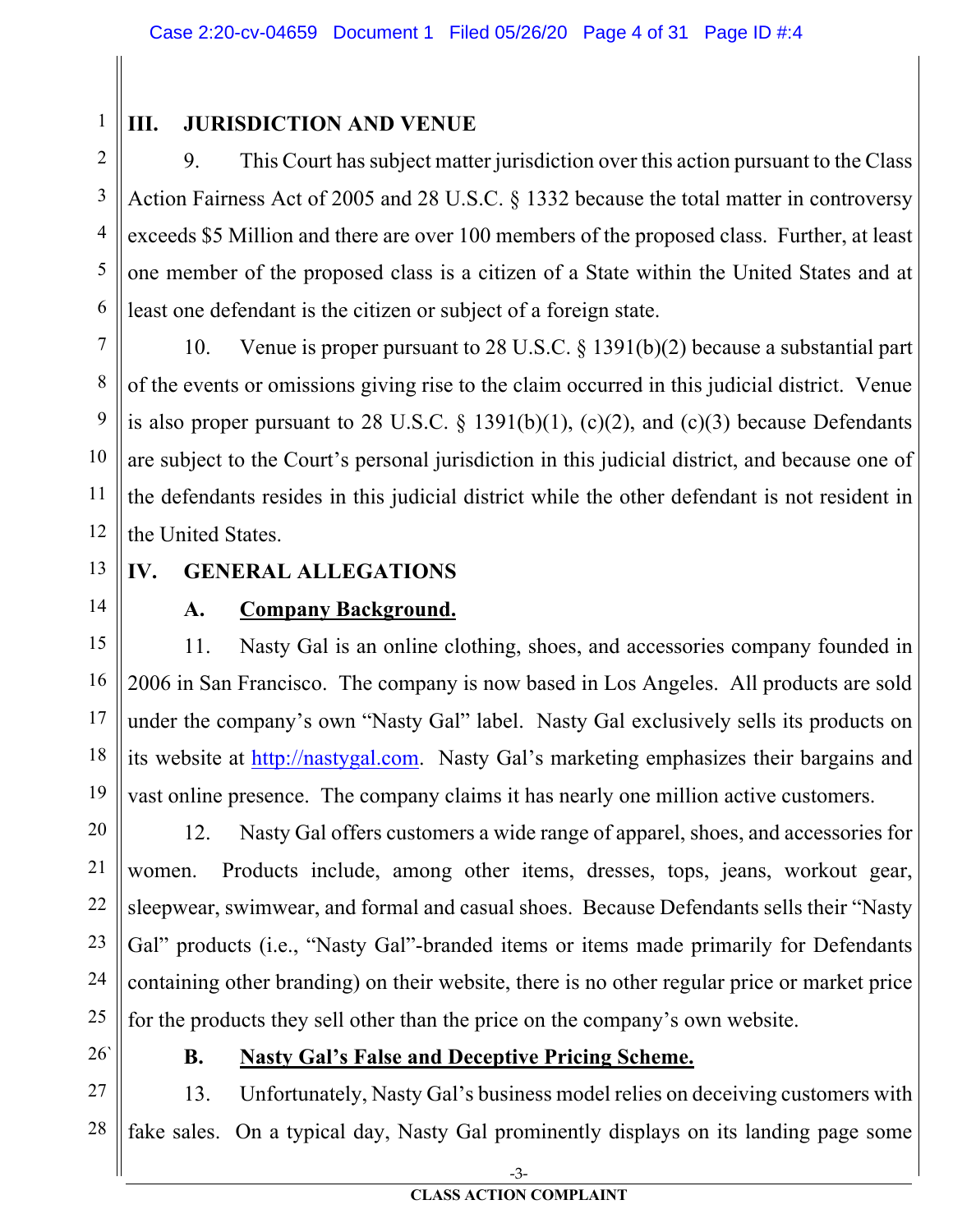## III. JURISDICTION AND VENUE

9. This Court has subject matter jurisdiction over this action pursuant to the Class Action Fairness Act of 2005 and 28 U.S.C. § 1332 because the total matter in controversy exceeds $5 Million and there are over 100 members of the proposed class. Further, at least one member of the proposed class is a citizen of a State within the United States and at least one defendant is the citizen or subject of a foreign state.

10. Venue is proper pursuant to 28 U.S.C. § 1391(b)(2) because a substantial part of the events or omissions giving rise to the claim occurred in this judicial district. Venue is also proper pursuant to 28 U.S.C. § 1391(b)(1), (c)(2), and (c)(3) because Defendants are subject to the Court's personal jurisdiction in this judicial district, and because one of the defendants resides in this judicial district while the other defendant is not resident in the United States.

## IV. GENERAL ALLEGATIONS

### A. Company Background.

11. Nasty Gal is an online clothing, shoes, and accessories company founded in 2006 in San Francisco. The company is now based in Los Angeles. All products are sold under the company's own "Nasty Gal" label. Nasty Gal exclusively sells its products on its website at http://nastygal.com. Nasty Gal's marketing emphasizes their bargains and vast online presence. The company claims it has nearly one million active customers.

12. Nasty Gal offers customers a wide range of apparel, shoes, and accessories for women. Products include, among other items, dresses, tops, jeans, workout gear, sleepwear, swimwear, and formal and casual shoes. Because Defendants sells their "Nasty Gal" products (i.e., "Nasty Gal"-branded items or items made primarily for Defendants containing other branding) on their website, there is no other regular price or market price for the products they sell other than the price on the company's own website.

### B. Nasty Gal's False and Deceptive Pricing Scheme.

13. Unfortunately, Nasty Gal's business model relies on deceiving customers with fake sales. On a typical day, Nasty Gal prominently displays on its landing page some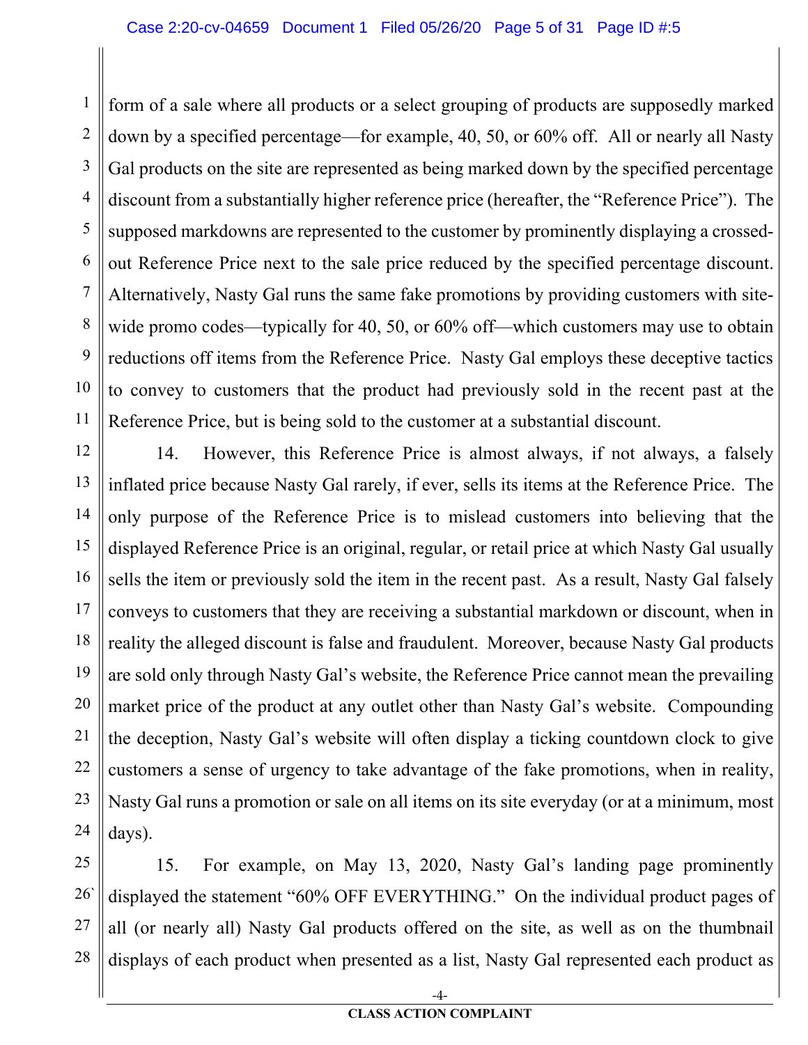form of a sale where all products or a select grouping of products are supposedly marked down by a specified percentage—for example, 40, 50, or 60% off. All or nearly all Nasty Gal products on the site are represented as being marked down by the specified percentage discount from a substantially higher reference price (hereafter, the "Reference Price"). The supposed markdowns are represented to the customer by prominently displaying a crossed-out Reference Price next to the sale price reduced by the specified percentage discount. Alternatively, Nasty Gal runs the same fake promotions by providing customers with site-wide promo codes—typically for 40, 50, or 60% off—which customers may use to obtain reductions off items from the Reference Price. Nasty Gal employs these deceptive tactics to convey to customers that the product had previously sold in the recent past at the Reference Price, but is being sold to the customer at a substantial discount.

14. However, this Reference Price is almost always, if not always, a falsely inflated price because Nasty Gal rarely, if ever, sells its items at the Reference Price. The only purpose of the Reference Price is to mislead customers into believing that the displayed Reference Price is an original, regular, or retail price at which Nasty Gal usually sells the item or previously sold the item in the recent past. As a result, Nasty Gal falsely conveys to customers that they are receiving a substantial markdown or discount, when in reality the alleged discount is false and fraudulent. Moreover, because Nasty Gal products are sold only through Nasty Gal's website, the Reference Price cannot mean the prevailing market price of the product at any outlet other than Nasty Gal's website. Compounding the deception, Nasty Gal's website will often display a ticking countdown clock to give customers a sense of urgency to take advantage of the fake promotions, when in reality, Nasty Gal runs a promotion or sale on all items on its site everyday (or at a minimum, most days).

15. For example, on May 13, 2020, Nasty Gal's landing page prominently displayed the statement "60% OFF EVERYTHING." On the individual product pages of all (or nearly all) Nasty Gal products offered on the site, as well as on the thumbnail displays of each product when presented as a list, Nasty Gal represented each product as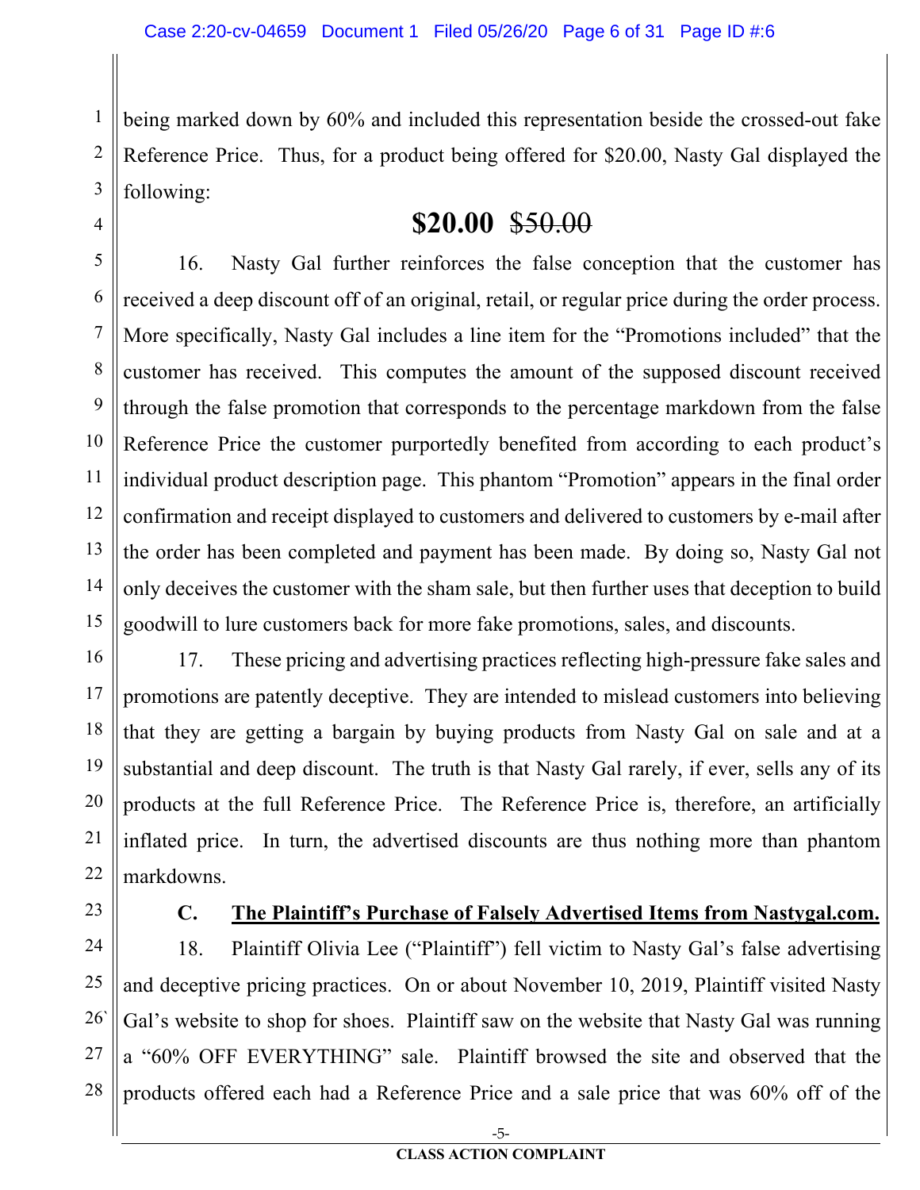being marked down by 60% and included this representation beside the crossed-out fake Reference Price. Thus, for a product being offered for $20.00, Nasty Gal displayed the following:

**$20.00** ~~$50.00~~

16. Nasty Gal further reinforces the false conception that the customer has received a deep discount off of an original, retail, or regular price during the order process. More specifically, Nasty Gal includes a line item for the "Promotions included" that the customer has received. This computes the amount of the supposed discount received through the false promotion that corresponds to the percentage markdown from the false Reference Price the customer purportedly benefited from according to each product's individual product description page. This phantom "Promotion" appears in the final order confirmation and receipt displayed to customers and delivered to customers by e-mail after the order has been completed and payment has been made. By doing so, Nasty Gal not only deceives the customer with the sham sale, but then further uses that deception to build goodwill to lure customers back for more fake promotions, sales, and discounts.

17. These pricing and advertising practices reflecting high-pressure fake sales and promotions are patently deceptive. They are intended to mislead customers into believing that they are getting a bargain by buying products from Nasty Gal on sale and at a substantial and deep discount. The truth is that Nasty Gal rarely, if ever, sells any of its products at the full Reference Price. The Reference Price is, therefore, an artificially inflated price. In turn, the advertised discounts are thus nothing more than phantom markdowns.

### C. <u>The Plaintiff's Purchase of Falsely Advertised Items from Nastygal.com.</u>

18. Plaintiff Olivia Lee ("Plaintiff") fell victim to Nasty Gal's false advertising and deceptive pricing practices. On or about November 10, 2019, Plaintiff visited Nasty Gal's website to shop for shoes. Plaintiff saw on the website that Nasty Gal was running a "60% OFF EVERYTHING" sale. Plaintiff browsed the site and observed that the products offered each had a Reference Price and a sale price that was 60% off of the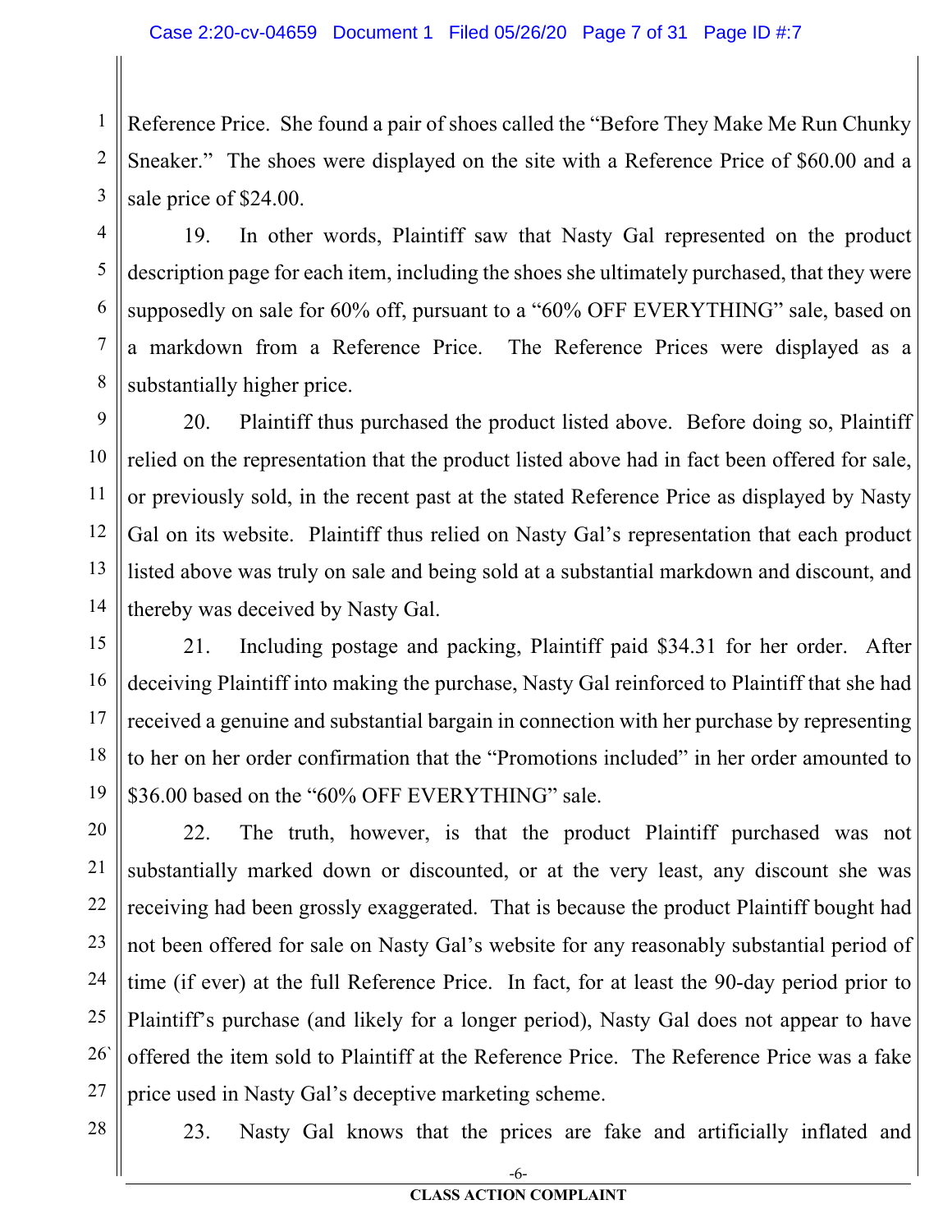Reference Price. She found a pair of shoes called the "Before They Make Me Run Chunky Sneaker." The shoes were displayed on the site with a Reference Price of $60.00 and a sale price of $24.00.

19. In other words, Plaintiff saw that Nasty Gal represented on the product description page for each item, including the shoes she ultimately purchased, that they were supposedly on sale for 60% off, pursuant to a "60% OFF EVERYTHING" sale, based on a markdown from a Reference Price. The Reference Prices were displayed as a substantially higher price.

20. Plaintiff thus purchased the product listed above. Before doing so, Plaintiff relied on the representation that the product listed above had in fact been offered for sale, or previously sold, in the recent past at the stated Reference Price as displayed by Nasty Gal on its website. Plaintiff thus relied on Nasty Gal's representation that each product listed above was truly on sale and being sold at a substantial markdown and discount, and thereby was deceived by Nasty Gal.

21. Including postage and packing, Plaintiff paid $34.31 for her order. After deceiving Plaintiff into making the purchase, Nasty Gal reinforced to Plaintiff that she had received a genuine and substantial bargain in connection with her purchase by representing to her on her order confirmation that the "Promotions included" in her order amounted to $36.00 based on the "60% OFF EVERYTHING" sale.

22. The truth, however, is that the product Plaintiff purchased was not substantially marked down or discounted, or at the very least, any discount she was receiving had been grossly exaggerated. That is because the product Plaintiff bought had not been offered for sale on Nasty Gal's website for any reasonably substantial period of time (if ever) at the full Reference Price. In fact, for at least the 90-day period prior to Plaintiff's purchase (and likely for a longer period), Nasty Gal does not appear to have offered the item sold to Plaintiff at the Reference Price. The Reference Price was a fake price used in Nasty Gal's deceptive marketing scheme.

23. Nasty Gal knows that the prices are fake and artificially inflated and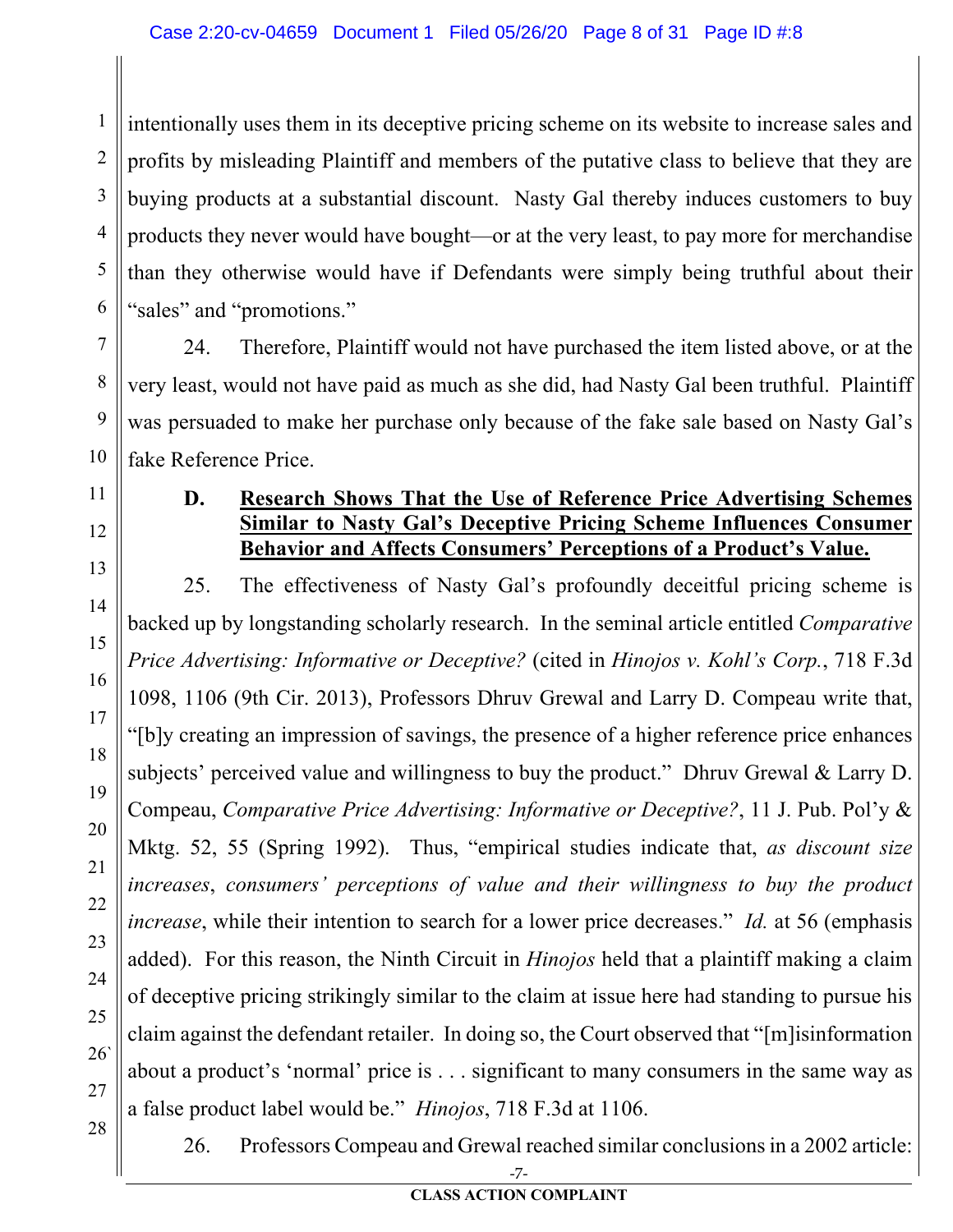intentionally uses them in its deceptive pricing scheme on its website to increase sales and profits by misleading Plaintiff and members of the putative class to believe that they are buying products at a substantial discount. Nasty Gal thereby induces customers to buy products they never would have bought—or at the very least, to pay more for merchandise than they otherwise would have if Defendants were simply being truthful about their "sales" and "promotions."

24. Therefore, Plaintiff would not have purchased the item listed above, or at the very least, would not have paid as much as she did, had Nasty Gal been truthful. Plaintiff was persuaded to make her purchase only because of the fake sale based on Nasty Gal's fake Reference Price.

### D. Research Shows That the Use of Reference Price Advertising Schemes Similar to Nasty Gal's Deceptive Pricing Scheme Influences Consumer Behavior and Affects Consumers' Perceptions of a Product's Value.

25. The effectiveness of Nasty Gal's profoundly deceitful pricing scheme is backed up by longstanding scholarly research. In the seminal article entitled *Comparative Price Advertising: Informative or Deceptive?* (cited in *Hinojos v. Kohl's Corp.*, 718 F.3d 1098, 1106 (9th Cir. 2013), Professors Dhruv Grewal and Larry D. Compeau write that, "[b]y creating an impression of savings, the presence of a higher reference price enhances subjects' perceived value and willingness to buy the product." Dhruv Grewal & Larry D. Compeau, *Comparative Price Advertising: Informative or Deceptive?*, 11 J. Pub. Pol'y & Mktg. 52, 55 (Spring 1992). Thus, "empirical studies indicate that, *as discount size increases*, *consumers' perceptions of value and their willingness to buy the product increase*, while their intention to search for a lower price decreases." *Id.* at 56 (emphasis added). For this reason, the Ninth Circuit in *Hinojos* held that a plaintiff making a claim of deceptive pricing strikingly similar to the claim at issue here had standing to pursue his claim against the defendant retailer. In doing so, the Court observed that "[m]isinformation about a product's 'normal' price is . . . significant to many consumers in the same way as a false product label would be." *Hinojos*, 718 F.3d at 1106.

26. Professors Compeau and Grewal reached similar conclusions in a 2002 article: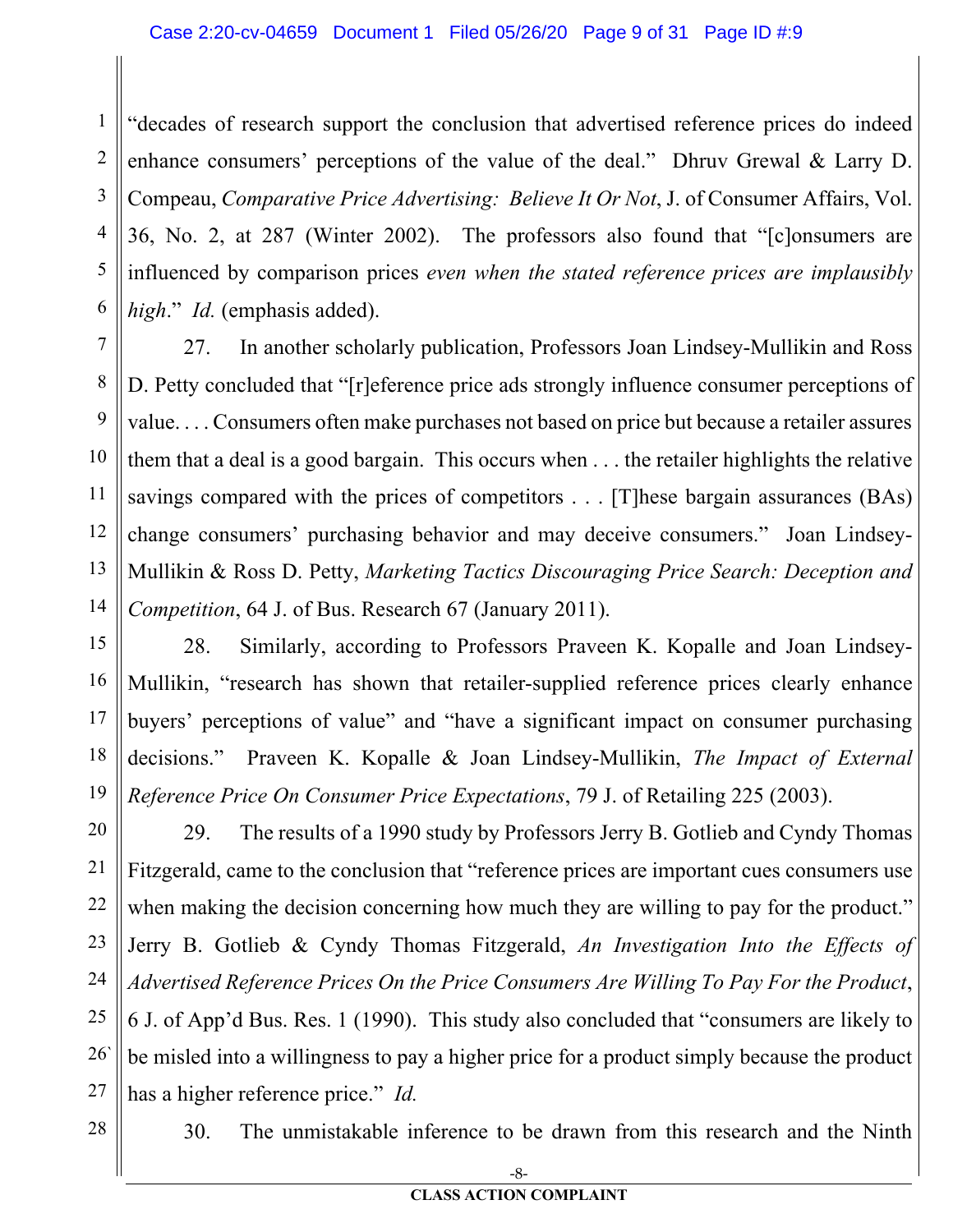"decades of research support the conclusion that advertised reference prices do indeed enhance consumers' perceptions of the value of the deal." Dhruv Grewal & Larry D. Compeau, *Comparative Price Advertising: Believe It Or Not*, J. of Consumer Affairs, Vol. 36, No. 2, at 287 (Winter 2002). The professors also found that "[c]onsumers are influenced by comparison prices *even when the stated reference prices are implausibly high*." *Id.* (emphasis added).

27. In another scholarly publication, Professors Joan Lindsey-Mullikin and Ross D. Petty concluded that "[r]eference price ads strongly influence consumer perceptions of value. . . . Consumers often make purchases not based on price but because a retailer assures them that a deal is a good bargain. This occurs when . . . the retailer highlights the relative savings compared with the prices of competitors . . . [T]hese bargain assurances (BAs) change consumers' purchasing behavior and may deceive consumers." Joan Lindsey-Mullikin & Ross D. Petty, *Marketing Tactics Discouraging Price Search: Deception and Competition*, 64 J. of Bus. Research 67 (January 2011).

28. Similarly, according to Professors Praveen K. Kopalle and Joan Lindsey-Mullikin, "research has shown that retailer-supplied reference prices clearly enhance buyers' perceptions of value" and "have a significant impact on consumer purchasing decisions." Praveen K. Kopalle & Joan Lindsey-Mullikin, *The Impact of External Reference Price On Consumer Price Expectations*, 79 J. of Retailing 225 (2003).

29. The results of a 1990 study by Professors Jerry B. Gotlieb and Cyndy Thomas Fitzgerald, came to the conclusion that "reference prices are important cues consumers use when making the decision concerning how much they are willing to pay for the product." Jerry B. Gotlieb & Cyndy Thomas Fitzgerald, *An Investigation Into the Effects of Advertised Reference Prices On the Price Consumers Are Willing To Pay For the Product*, 6 J. of App'd Bus. Res. 1 (1990). This study also concluded that "consumers are likely to be misled into a willingness to pay a higher price for a product simply because the product has a higher reference price." *Id.*

30. The unmistakable inference to be drawn from this research and the Ninth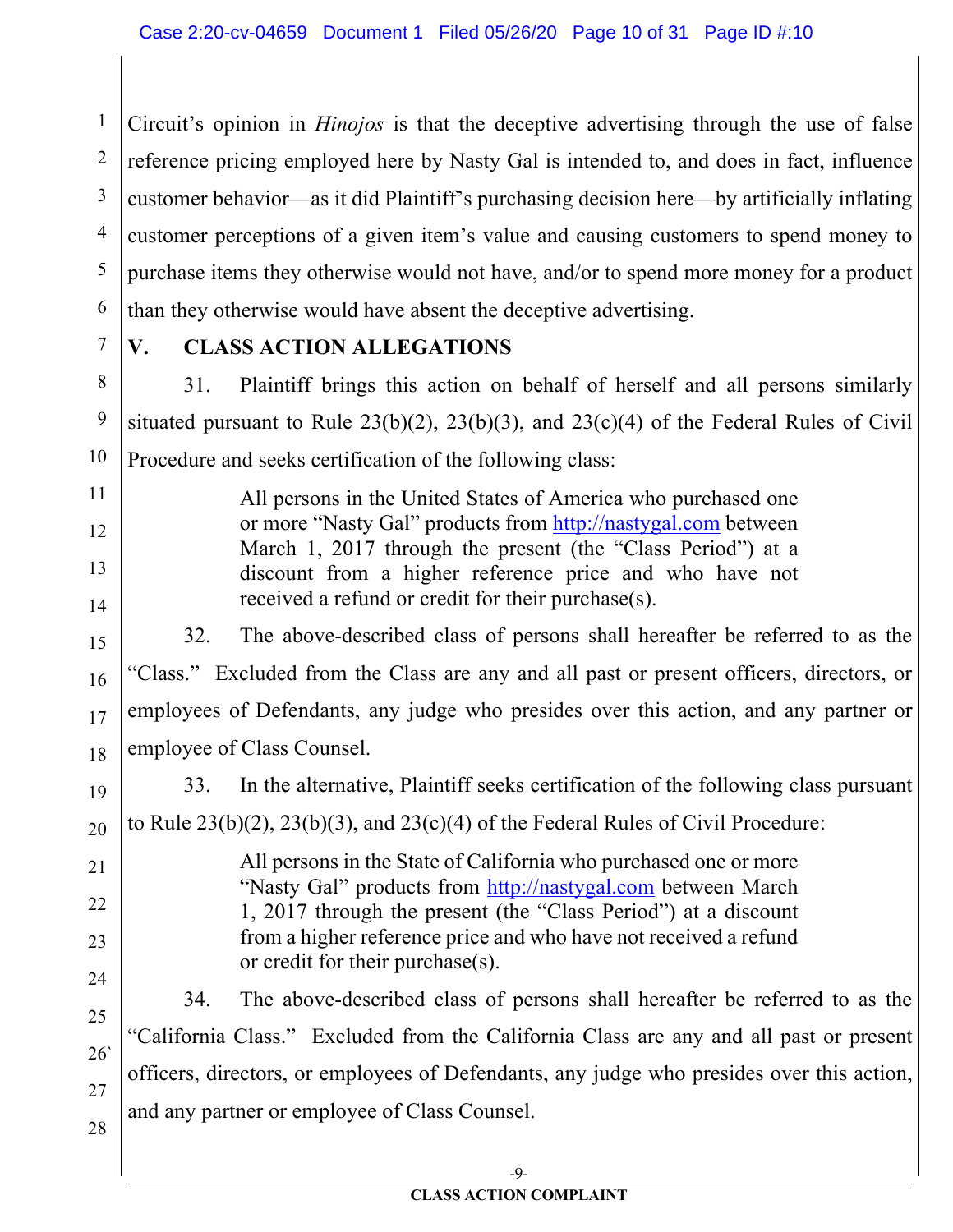Circuit's opinion in *Hinojos* is that the deceptive advertising through the use of false reference pricing employed here by Nasty Gal is intended to, and does in fact, influence customer behavior—as it did Plaintiff's purchasing decision here—by artificially inflating customer perceptions of a given item's value and causing customers to spend money to purchase items they otherwise would not have, and/or to spend more money for a product than they otherwise would have absent the deceptive advertising.

## V. CLASS ACTION ALLEGATIONS

31. Plaintiff brings this action on behalf of herself and all persons similarly situated pursuant to Rule 23(b)(2), 23(b)(3), and 23(c)(4) of the Federal Rules of Civil Procedure and seeks certification of the following class:

> All persons in the United States of America who purchased one or more "Nasty Gal" products from http://nastygal.com between March 1, 2017 through the present (the "Class Period") at a discount from a higher reference price and who have not received a refund or credit for their purchase(s).

32. The above-described class of persons shall hereafter be referred to as the "Class." Excluded from the Class are any and all past or present officers, directors, or employees of Defendants, any judge who presides over this action, and any partner or employee of Class Counsel.

33. In the alternative, Plaintiff seeks certification of the following class pursuant to Rule 23(b)(2), 23(b)(3), and 23(c)(4) of the Federal Rules of Civil Procedure:

> All persons in the State of California who purchased one or more "Nasty Gal" products from http://nastygal.com between March 1, 2017 through the present (the "Class Period") at a discount from a higher reference price and who have not received a refund or credit for their purchase(s).

34. The above-described class of persons shall hereafter be referred to as the "California Class." Excluded from the California Class are any and all past or present officers, directors, or employees of Defendants, any judge who presides over this action, and any partner or employee of Class Counsel.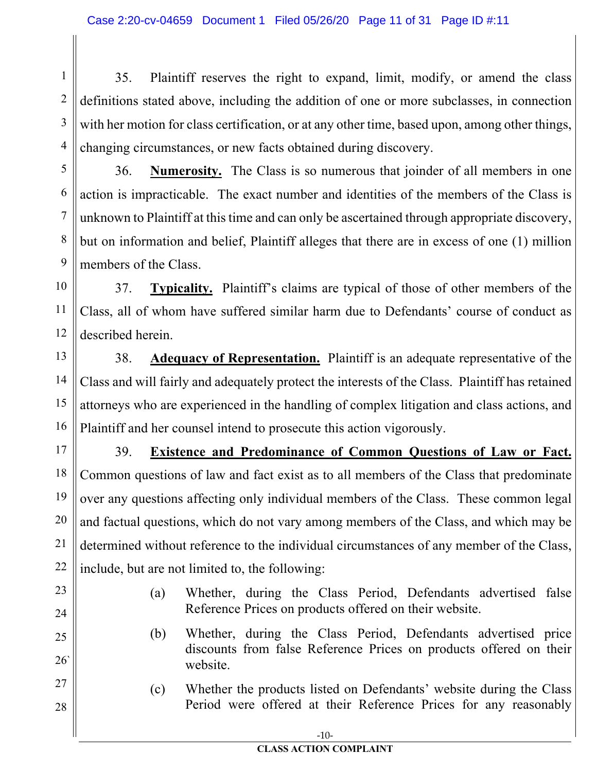35. Plaintiff reserves the right to expand, limit, modify, or amend the class definitions stated above, including the addition of one or more subclasses, in connection with her motion for class certification, or at any other time, based upon, among other things, changing circumstances, or new facts obtained during discovery.

36. **Numerosity.** The Class is so numerous that joinder of all members in one action is impracticable. The exact number and identities of the members of the Class is unknown to Plaintiff at this time and can only be ascertained through appropriate discovery, but on information and belief, Plaintiff alleges that there are in excess of one (1) million members of the Class.

37. **Typicality.** Plaintiff's claims are typical of those of other members of the Class, all of whom have suffered similar harm due to Defendants' course of conduct as described herein.

38. **Adequacy of Representation.** Plaintiff is an adequate representative of the Class and will fairly and adequately protect the interests of the Class. Plaintiff has retained attorneys who are experienced in the handling of complex litigation and class actions, and Plaintiff and her counsel intend to prosecute this action vigorously.

39. **Existence and Predominance of Common Questions of Law or Fact.** Common questions of law and fact exist as to all members of the Class that predominate over any questions affecting only individual members of the Class. These common legal and factual questions, which do not vary among members of the Class, and which may be determined without reference to the individual circumstances of any member of the Class, include, but are not limited to, the following:

(a) Whether, during the Class Period, Defendants advertised false Reference Prices on products offered on their website.

(b) Whether, during the Class Period, Defendants advertised price discounts from false Reference Prices on products offered on their website.

(c) Whether the products listed on Defendants' website during the Class Period were offered at their Reference Prices for any reasonably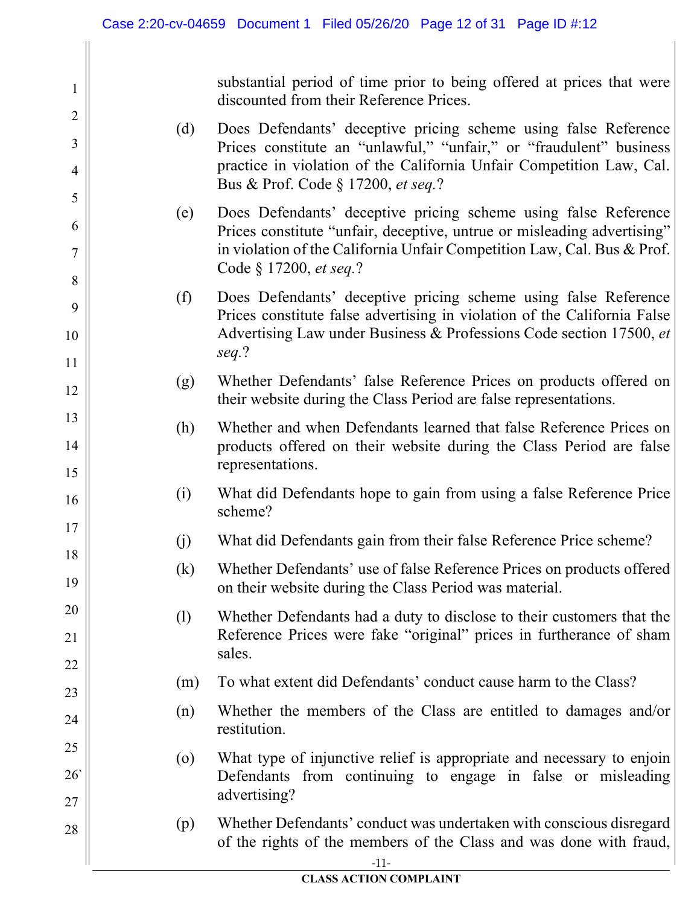substantial period of time prior to being offered at prices that were discounted from their Reference Prices.

(d) Does Defendants' deceptive pricing scheme using false Reference Prices constitute an "unlawful," "unfair," or "fraudulent" business practice in violation of the California Unfair Competition Law, Cal. Bus & Prof. Code § 17200, *et seq.*?

(e) Does Defendants' deceptive pricing scheme using false Reference Prices constitute "unfair, deceptive, untrue or misleading advertising" in violation of the California Unfair Competition Law, Cal. Bus & Prof. Code § 17200, *et seq.*?

(f) Does Defendants' deceptive pricing scheme using false Reference Prices constitute false advertising in violation of the California False Advertising Law under Business & Professions Code section 17500, *et seq.*?

(g) Whether Defendants' false Reference Prices on products offered on their website during the Class Period are false representations.

(h) Whether and when Defendants learned that false Reference Prices on products offered on their website during the Class Period are false representations.

(i) What did Defendants hope to gain from using a false Reference Price scheme?

(j) What did Defendants gain from their false Reference Price scheme?

(k) Whether Defendants' use of false Reference Prices on products offered on their website during the Class Period was material.

(l) Whether Defendants had a duty to disclose to their customers that the Reference Prices were fake "original" prices in furtherance of sham sales.

(m) To what extent did Defendants' conduct cause harm to the Class?

(n) Whether the members of the Class are entitled to damages and/or restitution.

(o) What type of injunctive relief is appropriate and necessary to enjoin Defendants from continuing to engage in false or misleading advertising?

(p) Whether Defendants' conduct was undertaken with conscious disregard of the rights of the members of the Class and was done with fraud,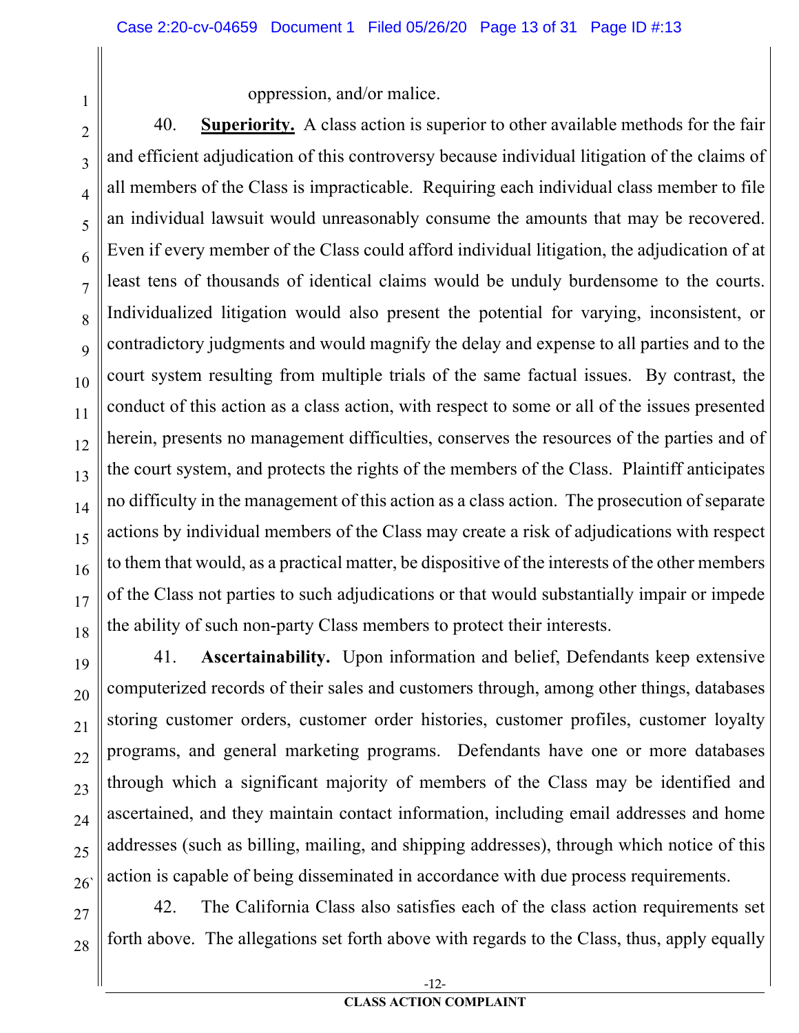oppression, and/or malice.

40. **Superiority.** A class action is superior to other available methods for the fair and efficient adjudication of this controversy because individual litigation of the claims of all members of the Class is impracticable. Requiring each individual class member to file an individual lawsuit would unreasonably consume the amounts that may be recovered. Even if every member of the Class could afford individual litigation, the adjudication of at least tens of thousands of identical claims would be unduly burdensome to the courts. Individualized litigation would also present the potential for varying, inconsistent, or contradictory judgments and would magnify the delay and expense to all parties and to the court system resulting from multiple trials of the same factual issues. By contrast, the conduct of this action as a class action, with respect to some or all of the issues presented herein, presents no management difficulties, conserves the resources of the parties and of the court system, and protects the rights of the members of the Class. Plaintiff anticipates no difficulty in the management of this action as a class action. The prosecution of separate actions by individual members of the Class may create a risk of adjudications with respect to them that would, as a practical matter, be dispositive of the interests of the other members of the Class not parties to such adjudications or that would substantially impair or impede the ability of such non-party Class members to protect their interests.

41. **Ascertainability.** Upon information and belief, Defendants keep extensive computerized records of their sales and customers through, among other things, databases storing customer orders, customer order histories, customer profiles, customer loyalty programs, and general marketing programs. Defendants have one or more databases through which a significant majority of members of the Class may be identified and ascertained, and they maintain contact information, including email addresses and home addresses (such as billing, mailing, and shipping addresses), through which notice of this action is capable of being disseminated in accordance with due process requirements.

42. The California Class also satisfies each of the class action requirements set forth above. The allegations set forth above with regards to the Class, thus, apply equally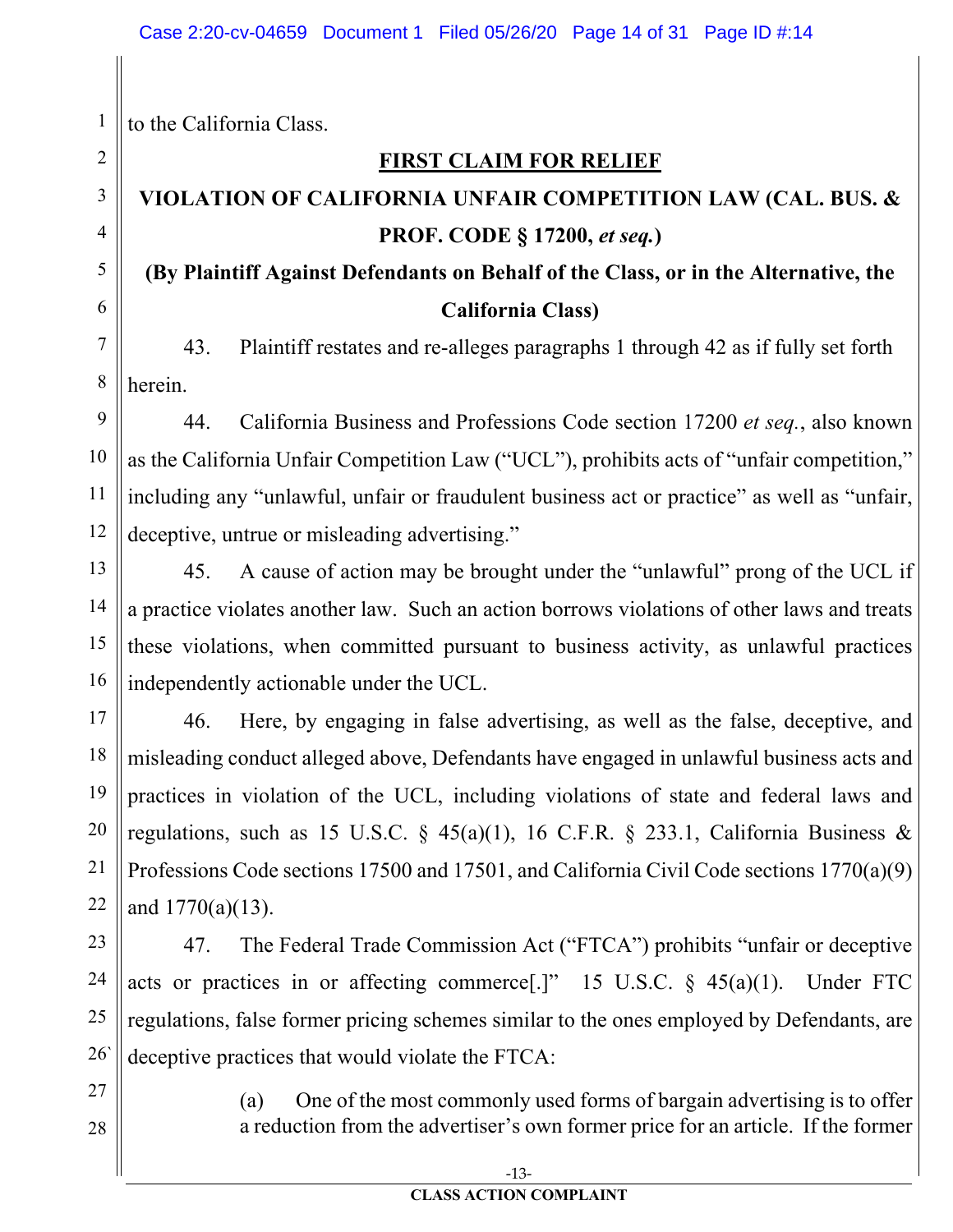to the California Class.

**FIRST CLAIM FOR RELIEF**

**VIOLATION OF CALIFORNIA UNFAIR COMPETITION LAW (CAL. BUS. & PROF. CODE § 17200, *et seq.*)**

**(By Plaintiff Against Defendants on Behalf of the Class, or in the Alternative, the California Class)**

43. Plaintiff restates and re-alleges paragraphs 1 through 42 as if fully set forth herein.

44. California Business and Professions Code section 17200 *et seq.*, also known as the California Unfair Competition Law ("UCL"), prohibits acts of "unfair competition," including any "unlawful, unfair or fraudulent business act or practice" as well as "unfair, deceptive, untrue or misleading advertising."

45. A cause of action may be brought under the "unlawful" prong of the UCL if a practice violates another law. Such an action borrows violations of other laws and treats these violations, when committed pursuant to business activity, as unlawful practices independently actionable under the UCL.

46. Here, by engaging in false advertising, as well as the false, deceptive, and misleading conduct alleged above, Defendants have engaged in unlawful business acts and practices in violation of the UCL, including violations of state and federal laws and regulations, such as 15 U.S.C. § 45(a)(1), 16 C.F.R. § 233.1, California Business & Professions Code sections 17500 and 17501, and California Civil Code sections 1770(a)(9) and 1770(a)(13).

47. The Federal Trade Commission Act ("FTCA") prohibits "unfair or deceptive acts or practices in or affecting commerce[.]" 15 U.S.C. § 45(a)(1). Under FTC regulations, false former pricing schemes similar to the ones employed by Defendants, are deceptive practices that would violate the FTCA:

> (a) One of the most commonly used forms of bargain advertising is to offer a reduction from the advertiser's own former price for an article. If the former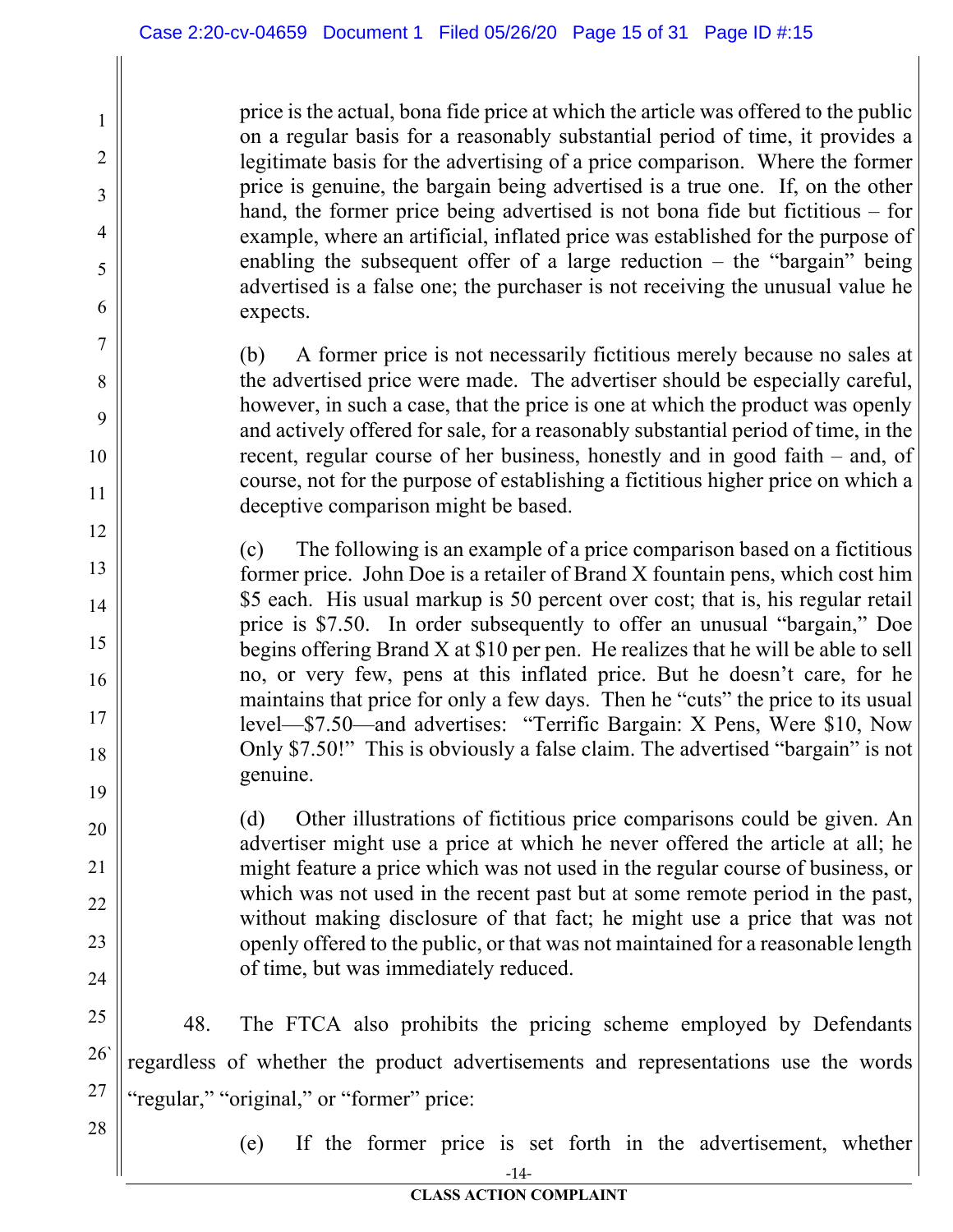price is the actual, bona fide price at which the article was offered to the public on a regular basis for a reasonably substantial period of time, it provides a legitimate basis for the advertising of a price comparison. Where the former price is genuine, the bargain being advertised is a true one. If, on the other hand, the former price being advertised is not bona fide but fictitious – for example, where an artificial, inflated price was established for the purpose of enabling the subsequent offer of a large reduction – the "bargain" being advertised is a false one; the purchaser is not receiving the unusual value he expects.

> (b) A former price is not necessarily fictitious merely because no sales at the advertised price were made. The advertiser should be especially careful, however, in such a case, that the price is one at which the product was openly and actively offered for sale, for a reasonably substantial period of time, in the recent, regular course of her business, honestly and in good faith – and, of course, not for the purpose of establishing a fictitious higher price on which a deceptive comparison might be based.

> (c) The following is an example of a price comparison based on a fictitious former price. John Doe is a retailer of Brand X fountain pens, which cost him $5 each. His usual markup is 50 percent over cost; that is, his regular retail price is $7.50. In order subsequently to offer an unusual "bargain," Doe begins offering Brand X at $10 per pen. He realizes that he will be able to sell no, or very few, pens at this inflated price. But he doesn't care, for he maintains that price for only a few days. Then he "cuts" the price to its usual level—$7.50—and advertises: "Terrific Bargain: X Pens, Were $10, Now Only $7.50!" This is obviously a false claim. The advertised "bargain" is not genuine.

> (d) Other illustrations of fictitious price comparisons could be given. An advertiser might use a price at which he never offered the article at all; he might feature a price which was not used in the regular course of business, or which was not used in the recent past but at some remote period in the past, without making disclosure of that fact; he might use a price that was not openly offered to the public, or that was not maintained for a reasonable length of time, but was immediately reduced.

48. The FTCA also prohibits the pricing scheme employed by Defendants regardless of whether the product advertisements and representations use the words "regular," "original," or "former" price:

> (e) If the former price is set forth in the advertisement, whether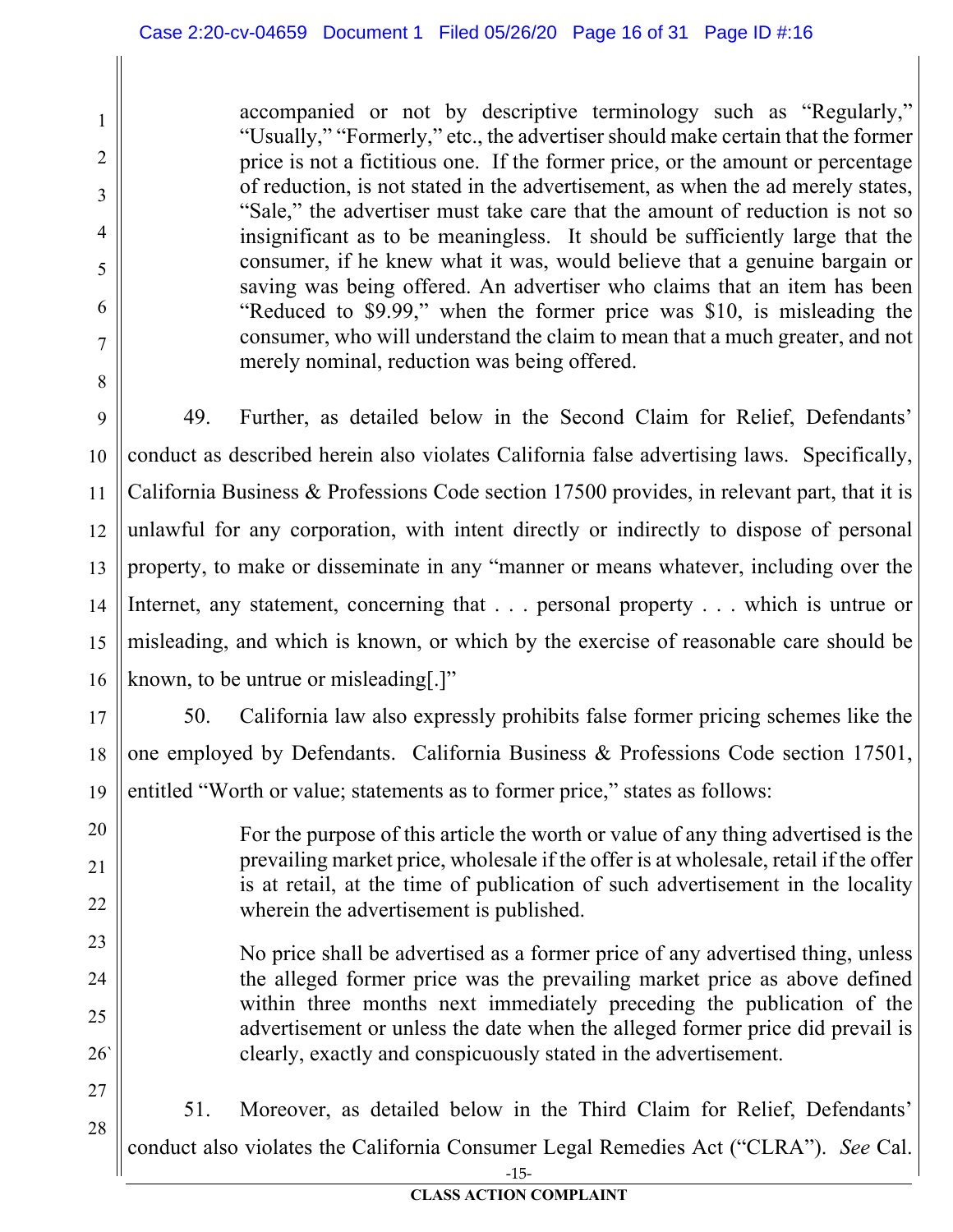> accompanied or not by descriptive terminology such as "Regularly," "Usually," "Formerly," etc., the advertiser should make certain that the former price is not a fictitious one. If the former price, or the amount or percentage of reduction, is not stated in the advertisement, as when the ad merely states, "Sale," the advertiser must take care that the amount of reduction is not so insignificant as to be meaningless. It should be sufficiently large that the consumer, if he knew what it was, would believe that a genuine bargain or saving was being offered. An advertiser who claims that an item has been "Reduced to $9.99," when the former price was $10, is misleading the consumer, who will understand the claim to mean that a much greater, and not merely nominal, reduction was being offered.

49. Further, as detailed below in the Second Claim for Relief, Defendants' conduct as described herein also violates California false advertising laws. Specifically, California Business & Professions Code section 17500 provides, in relevant part, that it is unlawful for any corporation, with intent directly or indirectly to dispose of personal property, to make or disseminate in any "manner or means whatever, including over the Internet, any statement, concerning that . . . personal property . . . which is untrue or misleading, and which is known, or which by the exercise of reasonable care should be known, to be untrue or misleading[.]"

50. California law also expressly prohibits false former pricing schemes like the one employed by Defendants. California Business & Professions Code section 17501, entitled "Worth or value; statements as to former price," states as follows:

> For the purpose of this article the worth or value of any thing advertised is the prevailing market price, wholesale if the offer is at wholesale, retail if the offer is at retail, at the time of publication of such advertisement in the locality wherein the advertisement is published.
>
> No price shall be advertised as a former price of any advertised thing, unless the alleged former price was the prevailing market price as above defined within three months next immediately preceding the publication of the advertisement or unless the date when the alleged former price did prevail is clearly, exactly and conspicuously stated in the advertisement.

51. Moreover, as detailed below in the Third Claim for Relief, Defendants' conduct also violates the California Consumer Legal Remedies Act ("CLRA"). *See* Cal.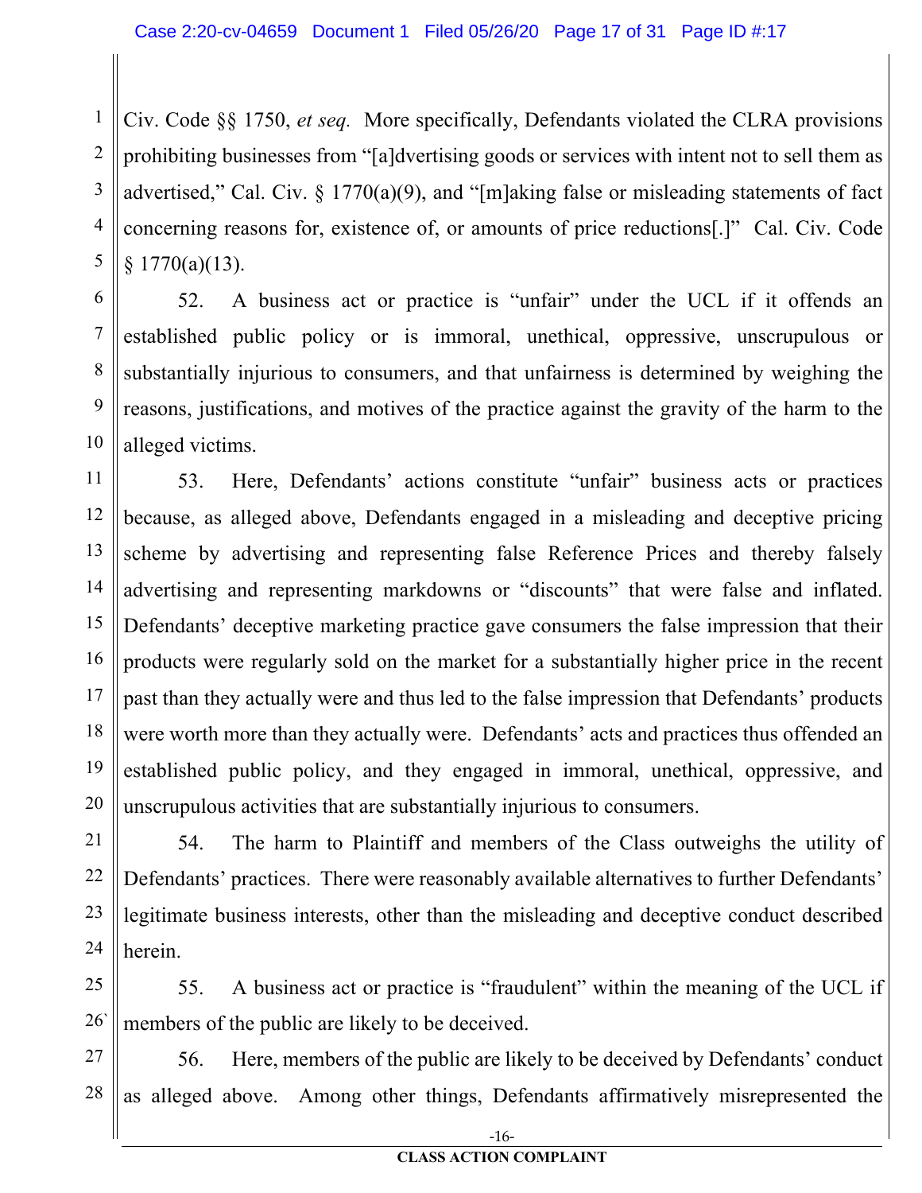Civ. Code §§ 1750, *et seq.* More specifically, Defendants violated the CLRA provisions prohibiting businesses from "[a]dvertising goods or services with intent not to sell them as advertised," Cal. Civ. § 1770(a)(9), and "[m]aking false or misleading statements of fact concerning reasons for, existence of, or amounts of price reductions[.]" Cal. Civ. Code § 1770(a)(13).

52. A business act or practice is "unfair" under the UCL if it offends an established public policy or is immoral, unethical, oppressive, unscrupulous or substantially injurious to consumers, and that unfairness is determined by weighing the reasons, justifications, and motives of the practice against the gravity of the harm to the alleged victims.

53. Here, Defendants' actions constitute "unfair" business acts or practices because, as alleged above, Defendants engaged in a misleading and deceptive pricing scheme by advertising and representing false Reference Prices and thereby falsely advertising and representing markdowns or "discounts" that were false and inflated. Defendants' deceptive marketing practice gave consumers the false impression that their products were regularly sold on the market for a substantially higher price in the recent past than they actually were and thus led to the false impression that Defendants' products were worth more than they actually were. Defendants' acts and practices thus offended an established public policy, and they engaged in immoral, unethical, oppressive, and unscrupulous activities that are substantially injurious to consumers.

54. The harm to Plaintiff and members of the Class outweighs the utility of Defendants' practices. There were reasonably available alternatives to further Defendants' legitimate business interests, other than the misleading and deceptive conduct described herein.

55. A business act or practice is "fraudulent" within the meaning of the UCL if members of the public are likely to be deceived.

56. Here, members of the public are likely to be deceived by Defendants' conduct as alleged above. Among other things, Defendants affirmatively misrepresented the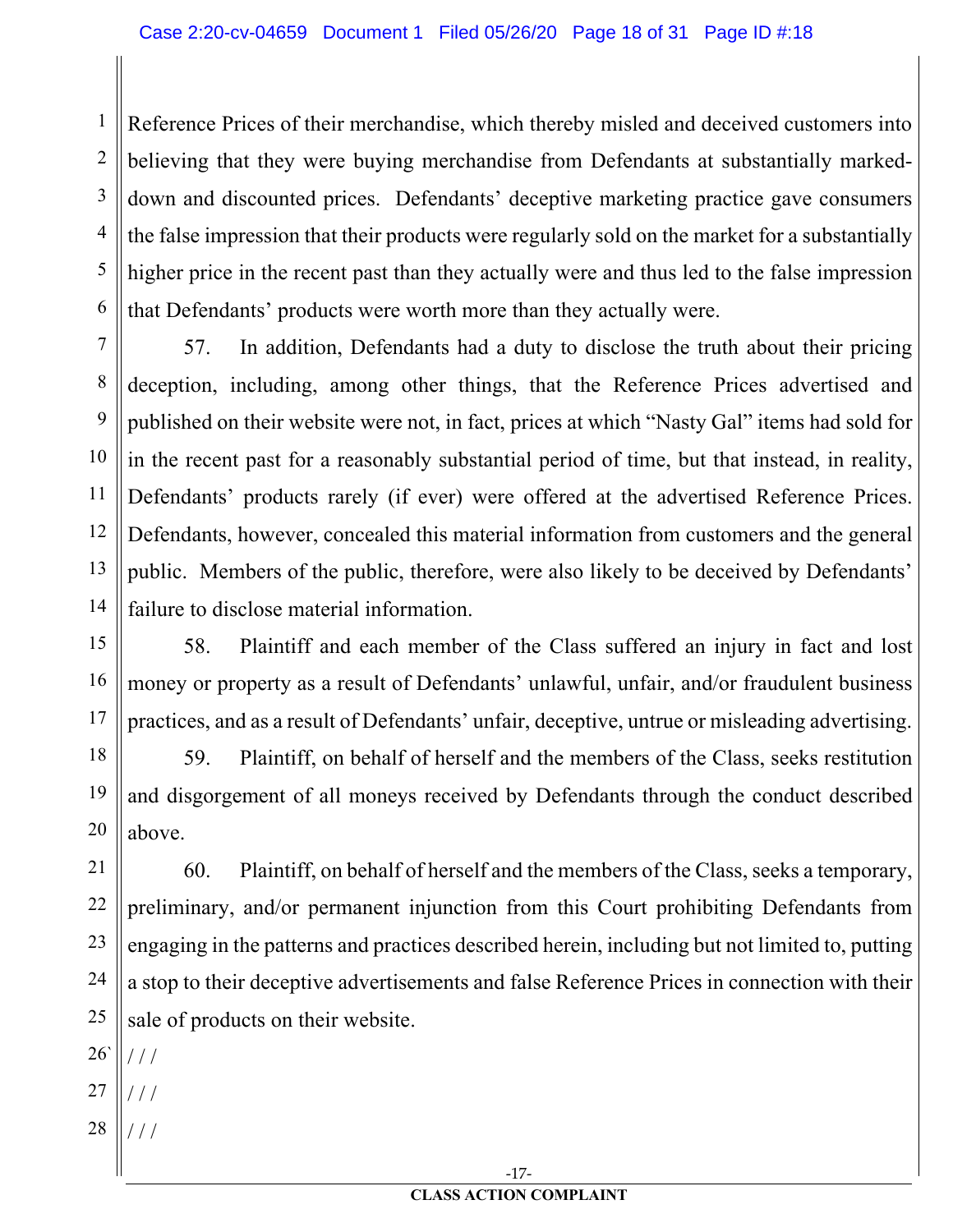Reference Prices of their merchandise, which thereby misled and deceived customers into believing that they were buying merchandise from Defendants at substantially marked-down and discounted prices. Defendants' deceptive marketing practice gave consumers the false impression that their products were regularly sold on the market for a substantially higher price in the recent past than they actually were and thus led to the false impression that Defendants' products were worth more than they actually were.

57. In addition, Defendants had a duty to disclose the truth about their pricing deception, including, among other things, that the Reference Prices advertised and published on their website were not, in fact, prices at which "Nasty Gal" items had sold for in the recent past for a reasonably substantial period of time, but that instead, in reality, Defendants' products rarely (if ever) were offered at the advertised Reference Prices. Defendants, however, concealed this material information from customers and the general public. Members of the public, therefore, were also likely to be deceived by Defendants' failure to disclose material information.

58. Plaintiff and each member of the Class suffered an injury in fact and lost money or property as a result of Defendants' unlawful, unfair, and/or fraudulent business practices, and as a result of Defendants' unfair, deceptive, untrue or misleading advertising.

59. Plaintiff, on behalf of herself and the members of the Class, seeks restitution and disgorgement of all moneys received by Defendants through the conduct described above.

60. Plaintiff, on behalf of herself and the members of the Class, seeks a temporary, preliminary, and/or permanent injunction from this Court prohibiting Defendants from engaging in the patterns and practices described herein, including but not limited to, putting a stop to their deceptive advertisements and false Reference Prices in connection with their sale of products on their website.

/ / /

/ / /

/ / /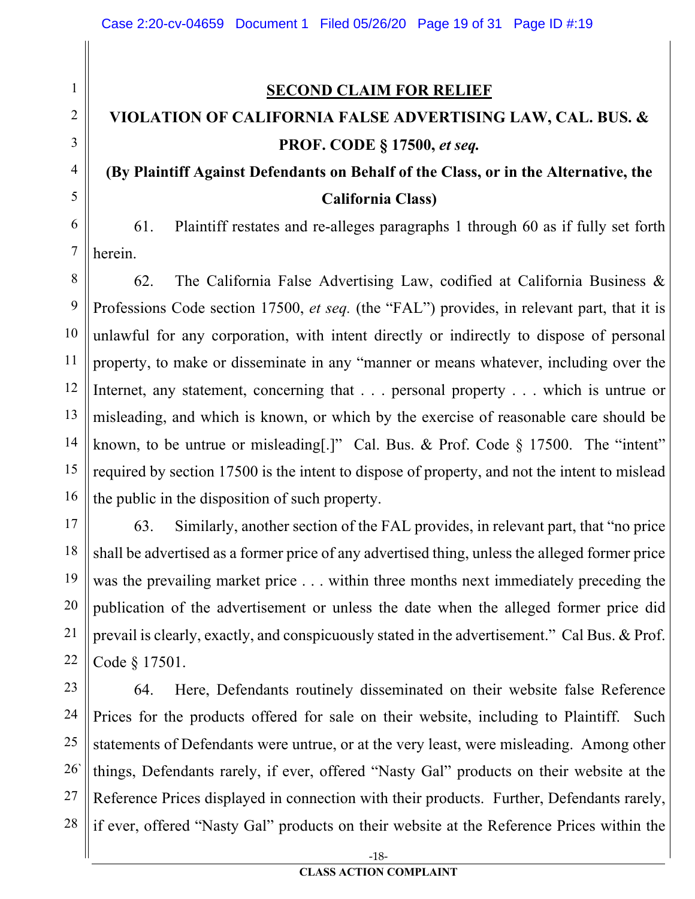## SECOND CLAIM FOR RELIEF

**VIOLATION OF CALIFORNIA FALSE ADVERTISING LAW, CAL. BUS. & PROF. CODE § 17500, *et seq.***

**(By Plaintiff Against Defendants on Behalf of the Class, or in the Alternative, the California Class)**

61. Plaintiff restates and re-alleges paragraphs 1 through 60 as if fully set forth herein.

62. The California False Advertising Law, codified at California Business & Professions Code section 17500, *et seq.* (the "FAL") provides, in relevant part, that it is unlawful for any corporation, with intent directly or indirectly to dispose of personal property, to make or disseminate in any "manner or means whatever, including over the Internet, any statement, concerning that . . . personal property . . . which is untrue or misleading, and which is known, or which by the exercise of reasonable care should be known, to be untrue or misleading[.]" Cal. Bus. & Prof. Code § 17500. The "intent" required by section 17500 is the intent to dispose of property, and not the intent to mislead the public in the disposition of such property.

63. Similarly, another section of the FAL provides, in relevant part, that "no price shall be advertised as a former price of any advertised thing, unless the alleged former price was the prevailing market price . . . within three months next immediately preceding the publication of the advertisement or unless the date when the alleged former price did prevail is clearly, exactly, and conspicuously stated in the advertisement." Cal Bus. & Prof. Code § 17501.

64. Here, Defendants routinely disseminated on their website false Reference Prices for the products offered for sale on their website, including to Plaintiff. Such statements of Defendants were untrue, or at the very least, were misleading. Among other things, Defendants rarely, if ever, offered "Nasty Gal" products on their website at the Reference Prices displayed in connection with their products. Further, Defendants rarely, if ever, offered "Nasty Gal" products on their website at the Reference Prices within the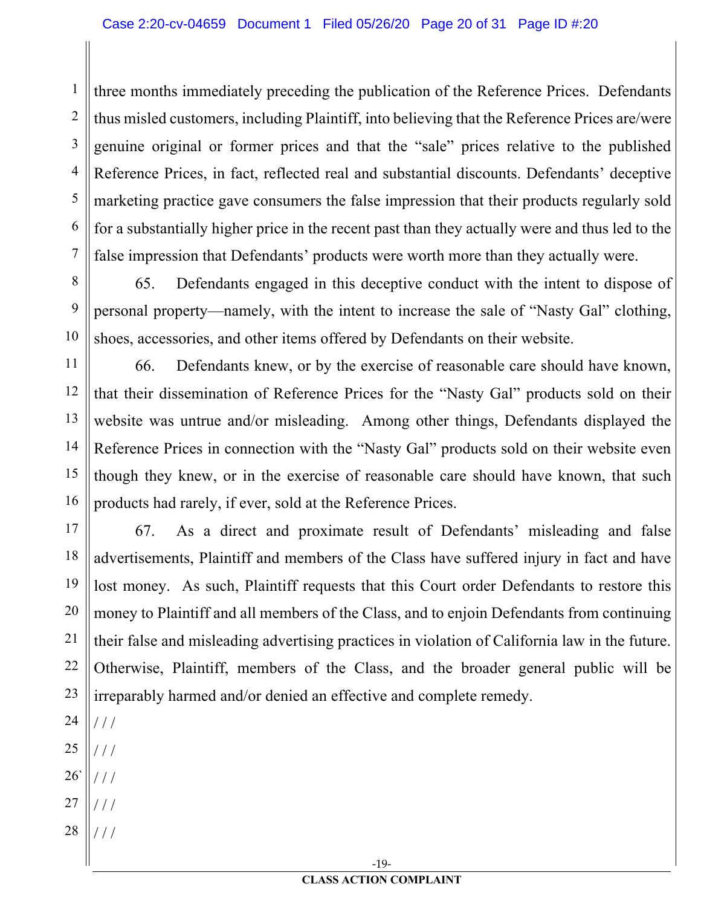three months immediately preceding the publication of the Reference Prices. Defendants thus misled customers, including Plaintiff, into believing that the Reference Prices are/were genuine original or former prices and that the "sale" prices relative to the published Reference Prices, in fact, reflected real and substantial discounts. Defendants' deceptive marketing practice gave consumers the false impression that their products regularly sold for a substantially higher price in the recent past than they actually were and thus led to the false impression that Defendants' products were worth more than they actually were.

65. Defendants engaged in this deceptive conduct with the intent to dispose of personal property—namely, with the intent to increase the sale of "Nasty Gal" clothing, shoes, accessories, and other items offered by Defendants on their website.

66. Defendants knew, or by the exercise of reasonable care should have known, that their dissemination of Reference Prices for the "Nasty Gal" products sold on their website was untrue and/or misleading. Among other things, Defendants displayed the Reference Prices in connection with the "Nasty Gal" products sold on their website even though they knew, or in the exercise of reasonable care should have known, that such products had rarely, if ever, sold at the Reference Prices.

67. As a direct and proximate result of Defendants' misleading and false advertisements, Plaintiff and members of the Class have suffered injury in fact and have lost money. As such, Plaintiff requests that this Court order Defendants to restore this money to Plaintiff and all members of the Class, and to enjoin Defendants from continuing their false and misleading advertising practices in violation of California law in the future. Otherwise, Plaintiff, members of the Class, and the broader general public will be irreparably harmed and/or denied an effective and complete remedy.

/ / /

/ / /

/ / /

/ / /

/ / /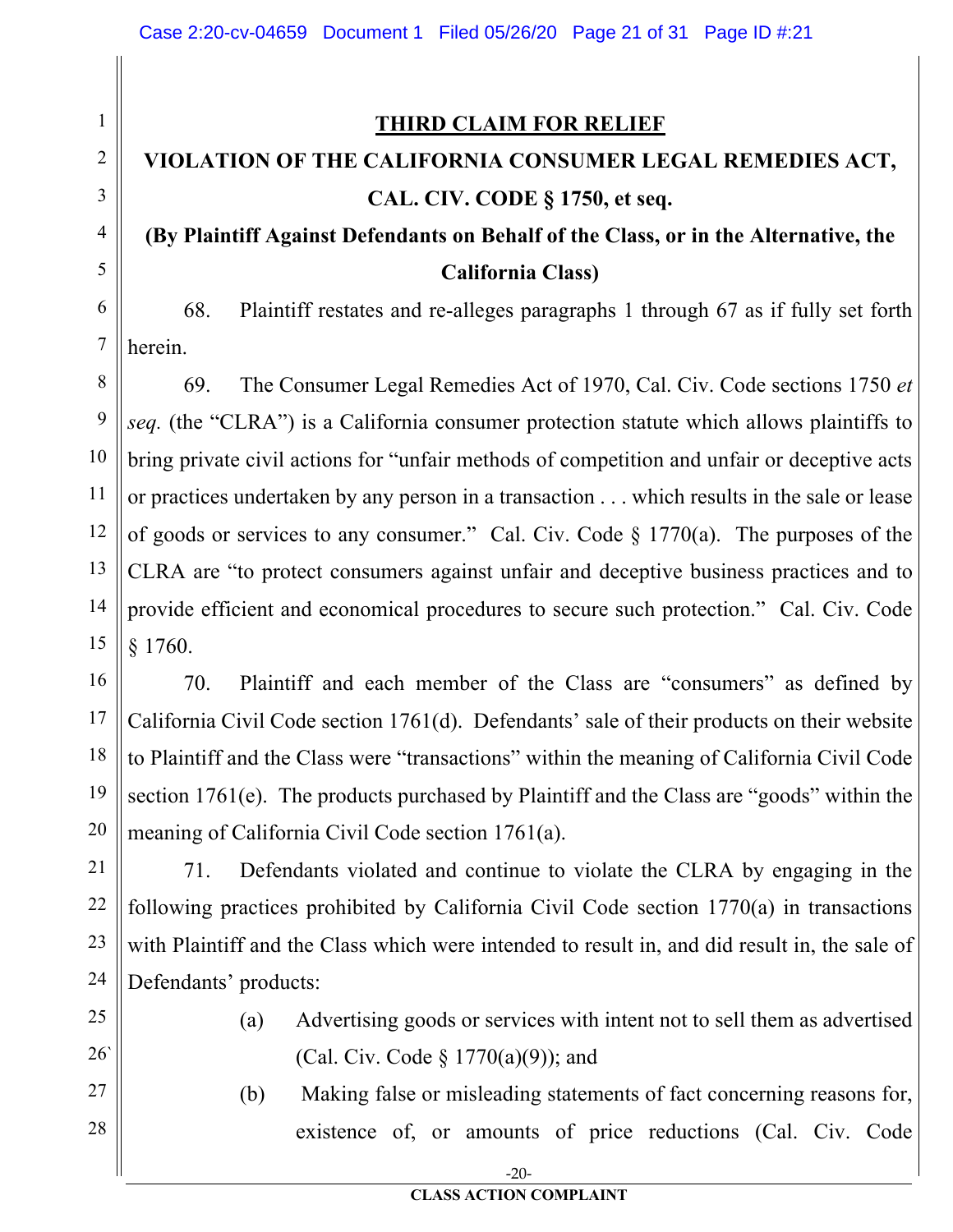**THIRD CLAIM FOR RELIEF**

**VIOLATION OF THE CALIFORNIA CONSUMER LEGAL REMEDIES ACT, CAL. CIV. CODE § 1750, et seq.**

**(By Plaintiff Against Defendants on Behalf of the Class, or in the Alternative, the California Class)**

68. Plaintiff restates and re-alleges paragraphs 1 through 67 as if fully set forth herein.

69. The Consumer Legal Remedies Act of 1970, Cal. Civ. Code sections 1750 *et seq.* (the "CLRA") is a California consumer protection statute which allows plaintiffs to bring private civil actions for "unfair methods of competition and unfair or deceptive acts or practices undertaken by any person in a transaction . . . which results in the sale or lease of goods or services to any consumer." Cal. Civ. Code § 1770(a). The purposes of the CLRA are "to protect consumers against unfair and deceptive business practices and to provide efficient and economical procedures to secure such protection." Cal. Civ. Code § 1760.

70. Plaintiff and each member of the Class are "consumers" as defined by California Civil Code section 1761(d). Defendants' sale of their products on their website to Plaintiff and the Class were "transactions" within the meaning of California Civil Code section 1761(e). The products purchased by Plaintiff and the Class are "goods" within the meaning of California Civil Code section 1761(a).

71. Defendants violated and continue to violate the CLRA by engaging in the following practices prohibited by California Civil Code section 1770(a) in transactions with Plaintiff and the Class which were intended to result in, and did result in, the sale of Defendants' products:

(a) Advertising goods or services with intent not to sell them as advertised (Cal. Civ. Code § 1770(a)(9)); and

(b) Making false or misleading statements of fact concerning reasons for, existence of, or amounts of price reductions (Cal. Civ. Code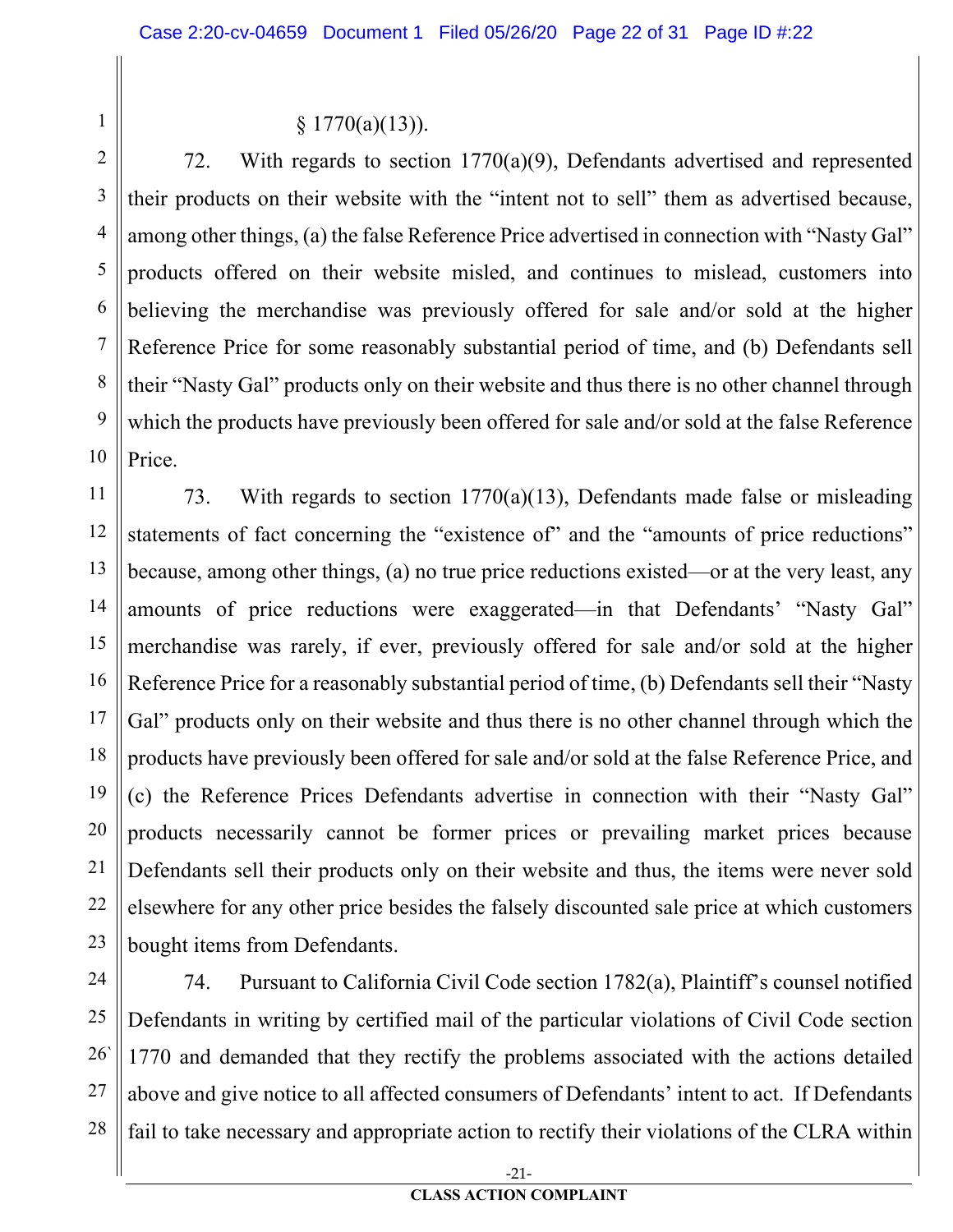§ 1770(a)(13)).

72. With regards to section 1770(a)(9), Defendants advertised and represented their products on their website with the "intent not to sell" them as advertised because, among other things, (a) the false Reference Price advertised in connection with "Nasty Gal" products offered on their website misled, and continues to mislead, customers into believing the merchandise was previously offered for sale and/or sold at the higher Reference Price for some reasonably substantial period of time, and (b) Defendants sell their "Nasty Gal" products only on their website and thus there is no other channel through which the products have previously been offered for sale and/or sold at the false Reference Price.

73. With regards to section 1770(a)(13), Defendants made false or misleading statements of fact concerning the "existence of" and the "amounts of price reductions" because, among other things, (a) no true price reductions existed—or at the very least, any amounts of price reductions were exaggerated—in that Defendants' "Nasty Gal" merchandise was rarely, if ever, previously offered for sale and/or sold at the higher Reference Price for a reasonably substantial period of time, (b) Defendants sell their "Nasty Gal" products only on their website and thus there is no other channel through which the products have previously been offered for sale and/or sold at the false Reference Price, and (c) the Reference Prices Defendants advertise in connection with their "Nasty Gal" products necessarily cannot be former prices or prevailing market prices because Defendants sell their products only on their website and thus, the items were never sold elsewhere for any other price besides the falsely discounted sale price at which customers bought items from Defendants.

74. Pursuant to California Civil Code section 1782(a), Plaintiff's counsel notified Defendants in writing by certified mail of the particular violations of Civil Code section 1770 and demanded that they rectify the problems associated with the actions detailed above and give notice to all affected consumers of Defendants' intent to act. If Defendants fail to take necessary and appropriate action to rectify their violations of the CLRA within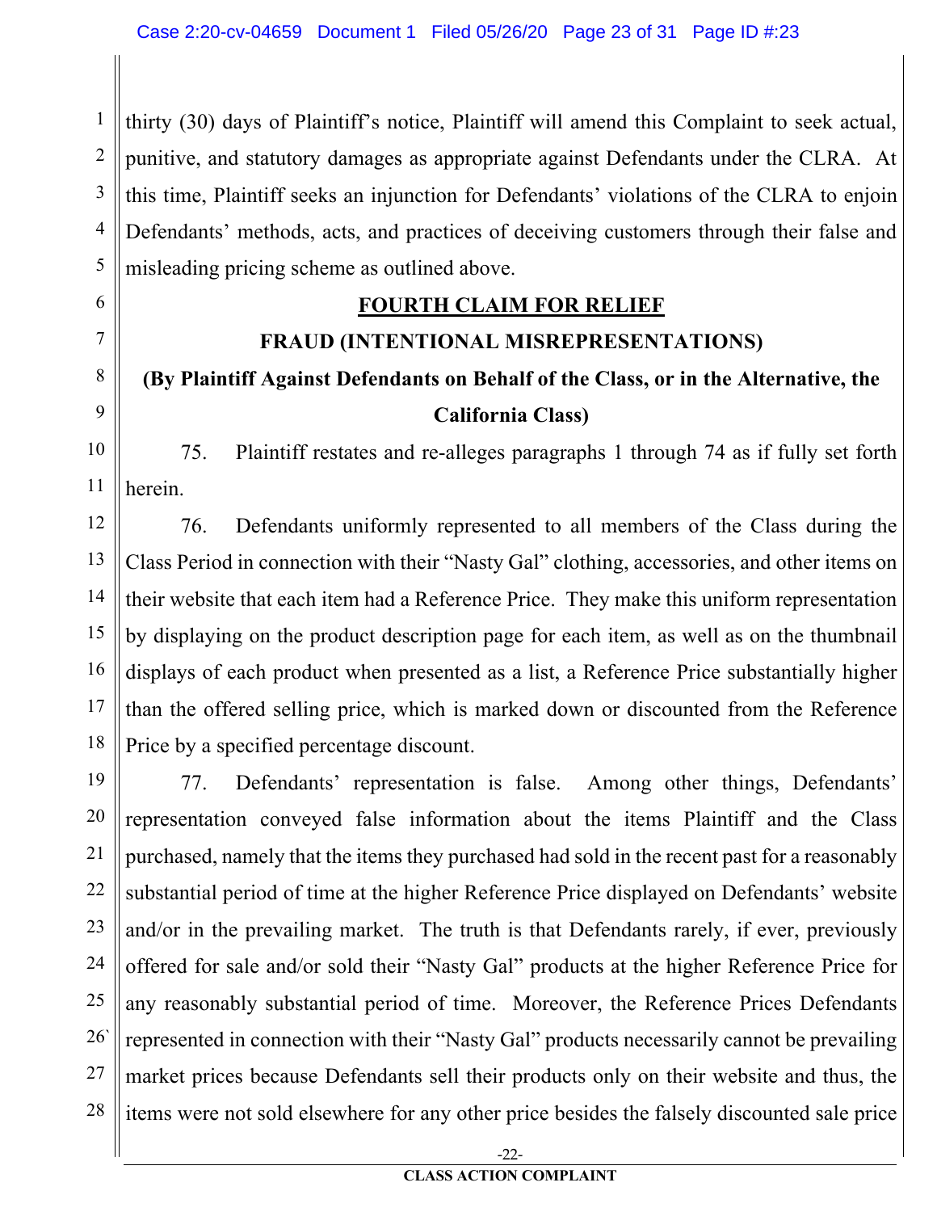thirty (30) days of Plaintiff's notice, Plaintiff will amend this Complaint to seek actual, punitive, and statutory damages as appropriate against Defendants under the CLRA. At this time, Plaintiff seeks an injunction for Defendants' violations of the CLRA to enjoin Defendants' methods, acts, and practices of deceiving customers through their false and misleading pricing scheme as outlined above.

## FOURTH CLAIM FOR RELIEF

### FRAUD (INTENTIONAL MISREPRESENTATIONS)

### (By Plaintiff Against Defendants on Behalf of the Class, or in the Alternative, the California Class)

75. Plaintiff restates and re-alleges paragraphs 1 through 74 as if fully set forth herein.

76. Defendants uniformly represented to all members of the Class during the Class Period in connection with their "Nasty Gal" clothing, accessories, and other items on their website that each item had a Reference Price. They make this uniform representation by displaying on the product description page for each item, as well as on the thumbnail displays of each product when presented as a list, a Reference Price substantially higher than the offered selling price, which is marked down or discounted from the Reference Price by a specified percentage discount.

77. Defendants' representation is false. Among other things, Defendants' representation conveyed false information about the items Plaintiff and the Class purchased, namely that the items they purchased had sold in the recent past for a reasonably substantial period of time at the higher Reference Price displayed on Defendants' website and/or in the prevailing market. The truth is that Defendants rarely, if ever, previously offered for sale and/or sold their "Nasty Gal" products at the higher Reference Price for any reasonably substantial period of time. Moreover, the Reference Prices Defendants represented in connection with their "Nasty Gal" products necessarily cannot be prevailing market prices because Defendants sell their products only on their website and thus, the items were not sold elsewhere for any other price besides the falsely discounted sale price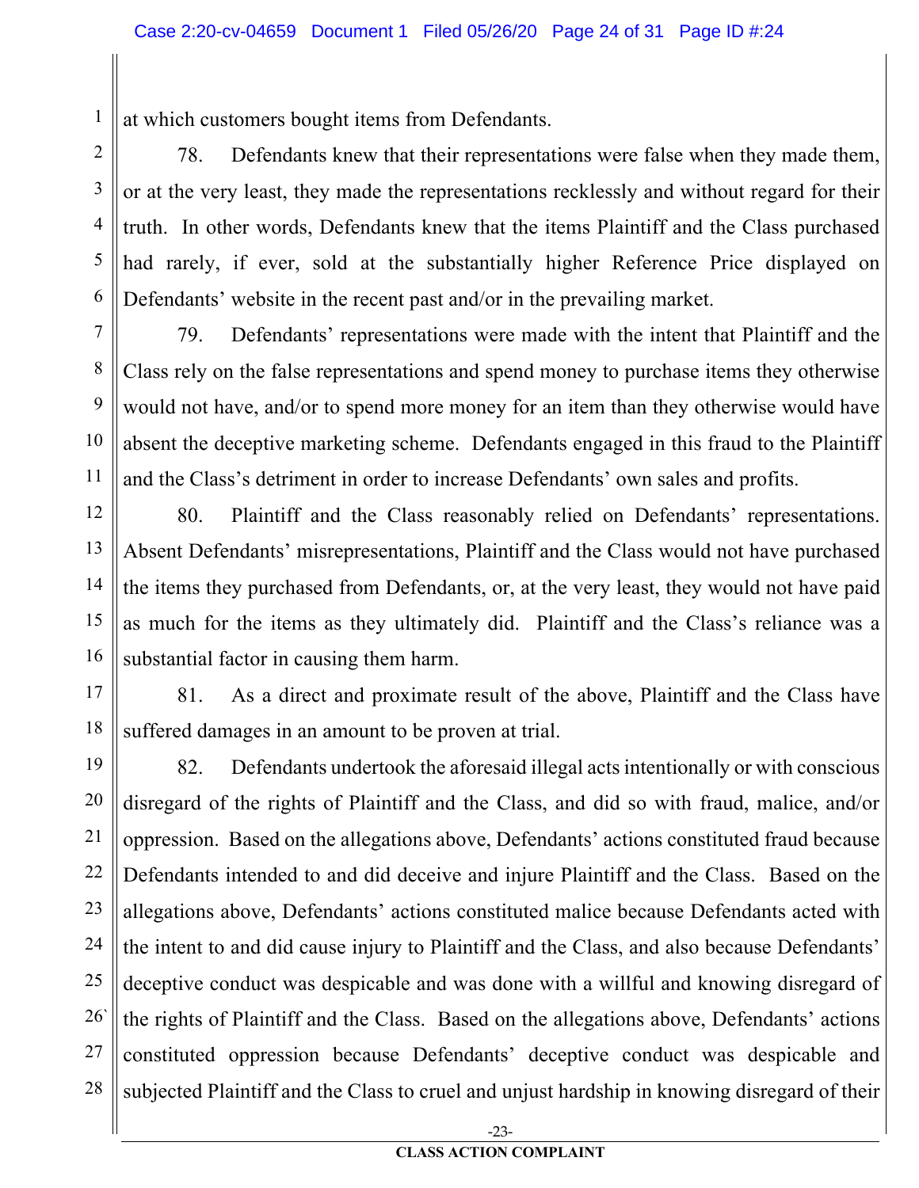at which customers bought items from Defendants.

78. Defendants knew that their representations were false when they made them, or at the very least, they made the representations recklessly and without regard for their truth. In other words, Defendants knew that the items Plaintiff and the Class purchased had rarely, if ever, sold at the substantially higher Reference Price displayed on Defendants' website in the recent past and/or in the prevailing market.

79. Defendants' representations were made with the intent that Plaintiff and the Class rely on the false representations and spend money to purchase items they otherwise would not have, and/or to spend more money for an item than they otherwise would have absent the deceptive marketing scheme. Defendants engaged in this fraud to the Plaintiff and the Class's detriment in order to increase Defendants' own sales and profits.

80. Plaintiff and the Class reasonably relied on Defendants' representations. Absent Defendants' misrepresentations, Plaintiff and the Class would not have purchased the items they purchased from Defendants, or, at the very least, they would not have paid as much for the items as they ultimately did. Plaintiff and the Class's reliance was a substantial factor in causing them harm.

81. As a direct and proximate result of the above, Plaintiff and the Class have suffered damages in an amount to be proven at trial.

82. Defendants undertook the aforesaid illegal acts intentionally or with conscious disregard of the rights of Plaintiff and the Class, and did so with fraud, malice, and/or oppression. Based on the allegations above, Defendants' actions constituted fraud because Defendants intended to and did deceive and injure Plaintiff and the Class. Based on the allegations above, Defendants' actions constituted malice because Defendants acted with the intent to and did cause injury to Plaintiff and the Class, and also because Defendants' deceptive conduct was despicable and was done with a willful and knowing disregard of the rights of Plaintiff and the Class. Based on the allegations above, Defendants' actions constituted oppression because Defendants' deceptive conduct was despicable and subjected Plaintiff and the Class to cruel and unjust hardship in knowing disregard of their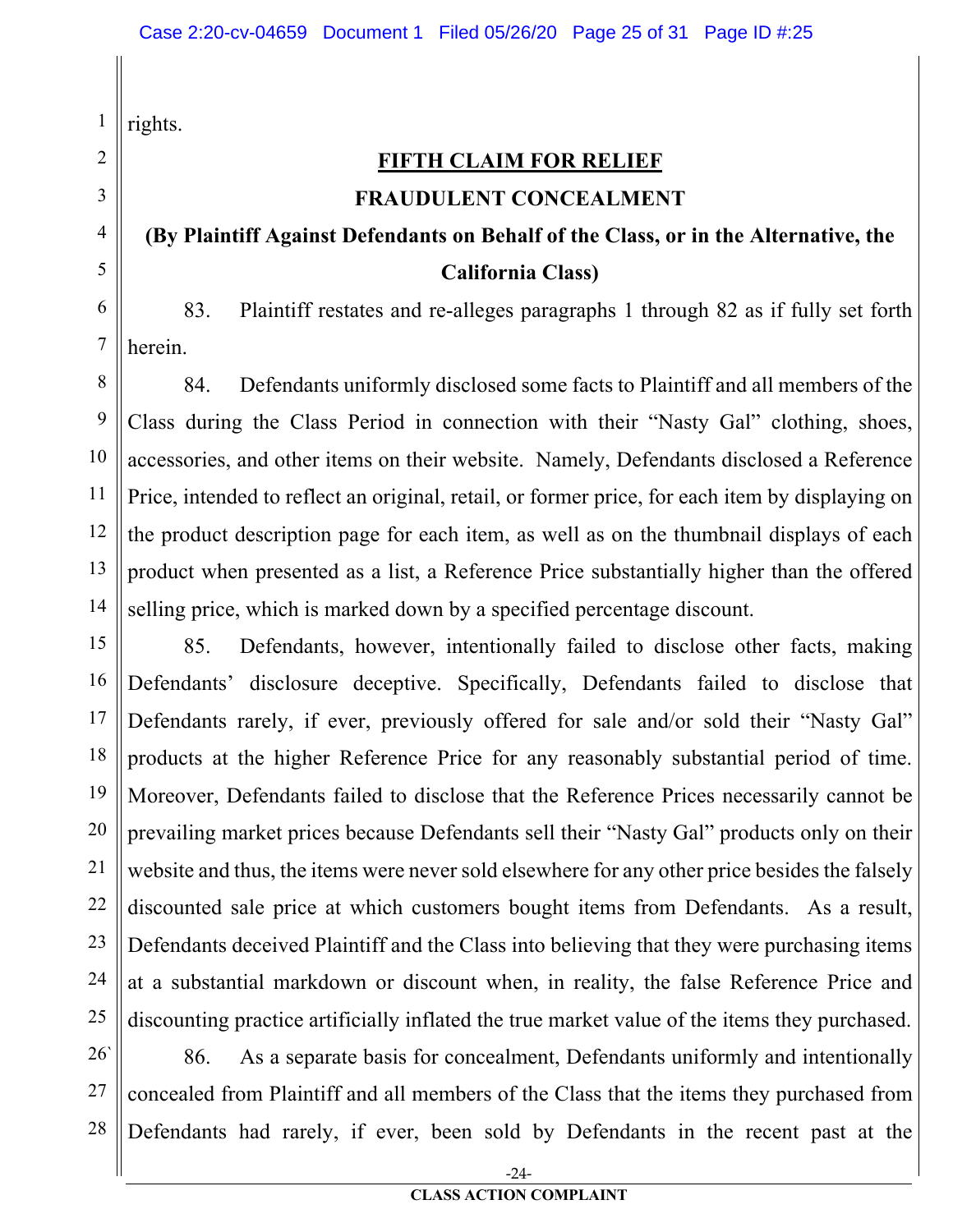rights.

## FIFTH CLAIM FOR RELIEF

## FRAUDULENT CONCEALMENT

### (By Plaintiff Against Defendants on Behalf of the Class, or in the Alternative, the California Class)

83. Plaintiff restates and re-alleges paragraphs 1 through 82 as if fully set forth herein.

84. Defendants uniformly disclosed some facts to Plaintiff and all members of the Class during the Class Period in connection with their "Nasty Gal" clothing, shoes, accessories, and other items on their website. Namely, Defendants disclosed a Reference Price, intended to reflect an original, retail, or former price, for each item by displaying on the product description page for each item, as well as on the thumbnail displays of each product when presented as a list, a Reference Price substantially higher than the offered selling price, which is marked down by a specified percentage discount.

85. Defendants, however, intentionally failed to disclose other facts, making Defendants' disclosure deceptive. Specifically, Defendants failed to disclose that Defendants rarely, if ever, previously offered for sale and/or sold their "Nasty Gal" products at the higher Reference Price for any reasonably substantial period of time. Moreover, Defendants failed to disclose that the Reference Prices necessarily cannot be prevailing market prices because Defendants sell their "Nasty Gal" products only on their website and thus, the items were never sold elsewhere for any other price besides the falsely discounted sale price at which customers bought items from Defendants. As a result, Defendants deceived Plaintiff and the Class into believing that they were purchasing items at a substantial markdown or discount when, in reality, the false Reference Price and discounting practice artificially inflated the true market value of the items they purchased.

86. As a separate basis for concealment, Defendants uniformly and intentionally concealed from Plaintiff and all members of the Class that the items they purchased from Defendants had rarely, if ever, been sold by Defendants in the recent past at the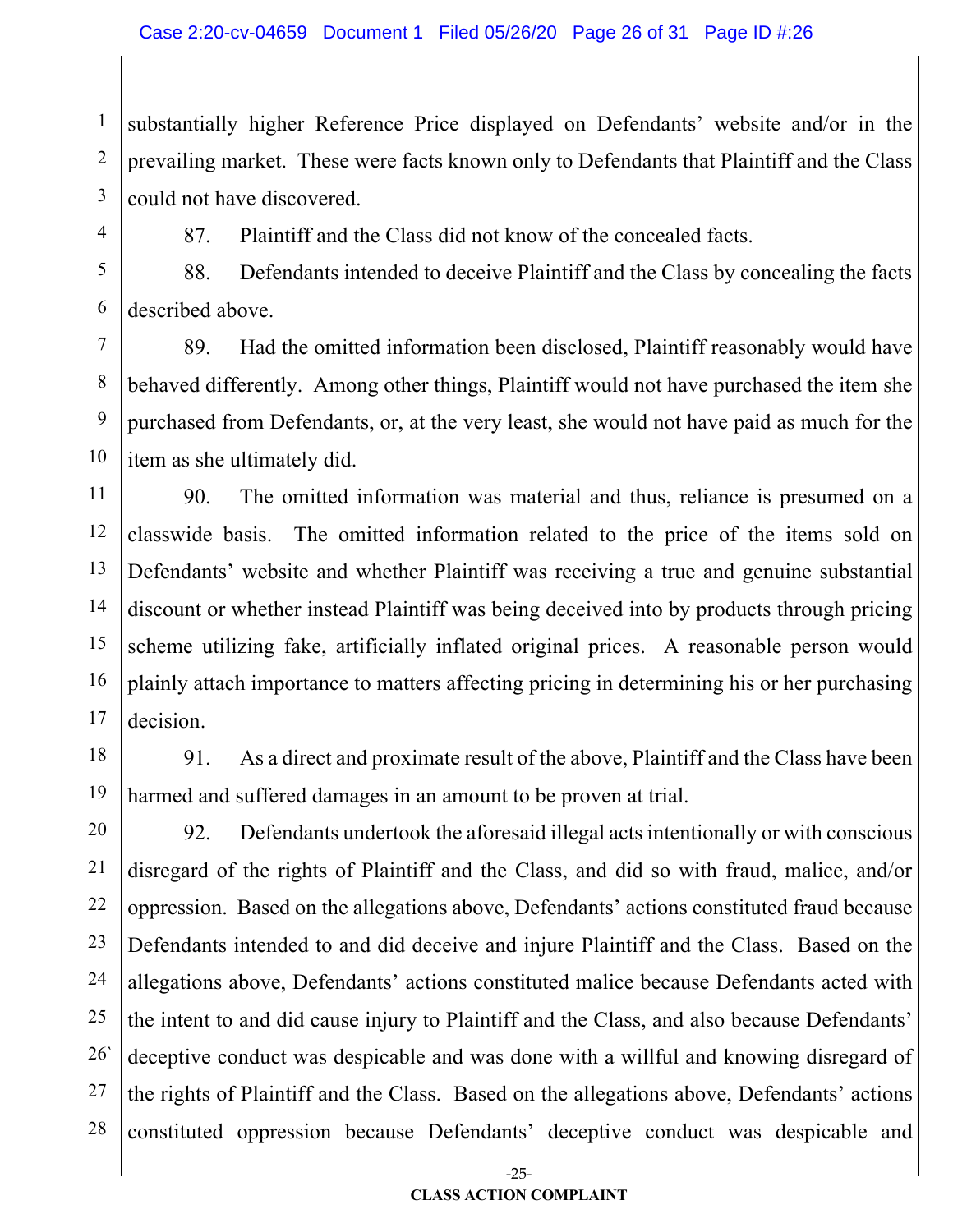substantially higher Reference Price displayed on Defendants' website and/or in the prevailing market. These were facts known only to Defendants that Plaintiff and the Class could not have discovered.

87. Plaintiff and the Class did not know of the concealed facts.

88. Defendants intended to deceive Plaintiff and the Class by concealing the facts described above.

89. Had the omitted information been disclosed, Plaintiff reasonably would have behaved differently. Among other things, Plaintiff would not have purchased the item she purchased from Defendants, or, at the very least, she would not have paid as much for the item as she ultimately did.

90. The omitted information was material and thus, reliance is presumed on a classwide basis. The omitted information related to the price of the items sold on Defendants' website and whether Plaintiff was receiving a true and genuine substantial discount or whether instead Plaintiff was being deceived into by products through pricing scheme utilizing fake, artificially inflated original prices. A reasonable person would plainly attach importance to matters affecting pricing in determining his or her purchasing decision.

91. As a direct and proximate result of the above, Plaintiff and the Class have been harmed and suffered damages in an amount to be proven at trial.

92. Defendants undertook the aforesaid illegal acts intentionally or with conscious disregard of the rights of Plaintiff and the Class, and did so with fraud, malice, and/or oppression. Based on the allegations above, Defendants' actions constituted fraud because Defendants intended to and did deceive and injure Plaintiff and the Class. Based on the allegations above, Defendants' actions constituted malice because Defendants acted with the intent to and did cause injury to Plaintiff and the Class, and also because Defendants' deceptive conduct was despicable and was done with a willful and knowing disregard of the rights of Plaintiff and the Class. Based on the allegations above, Defendants' actions constituted oppression because Defendants' deceptive conduct was despicable and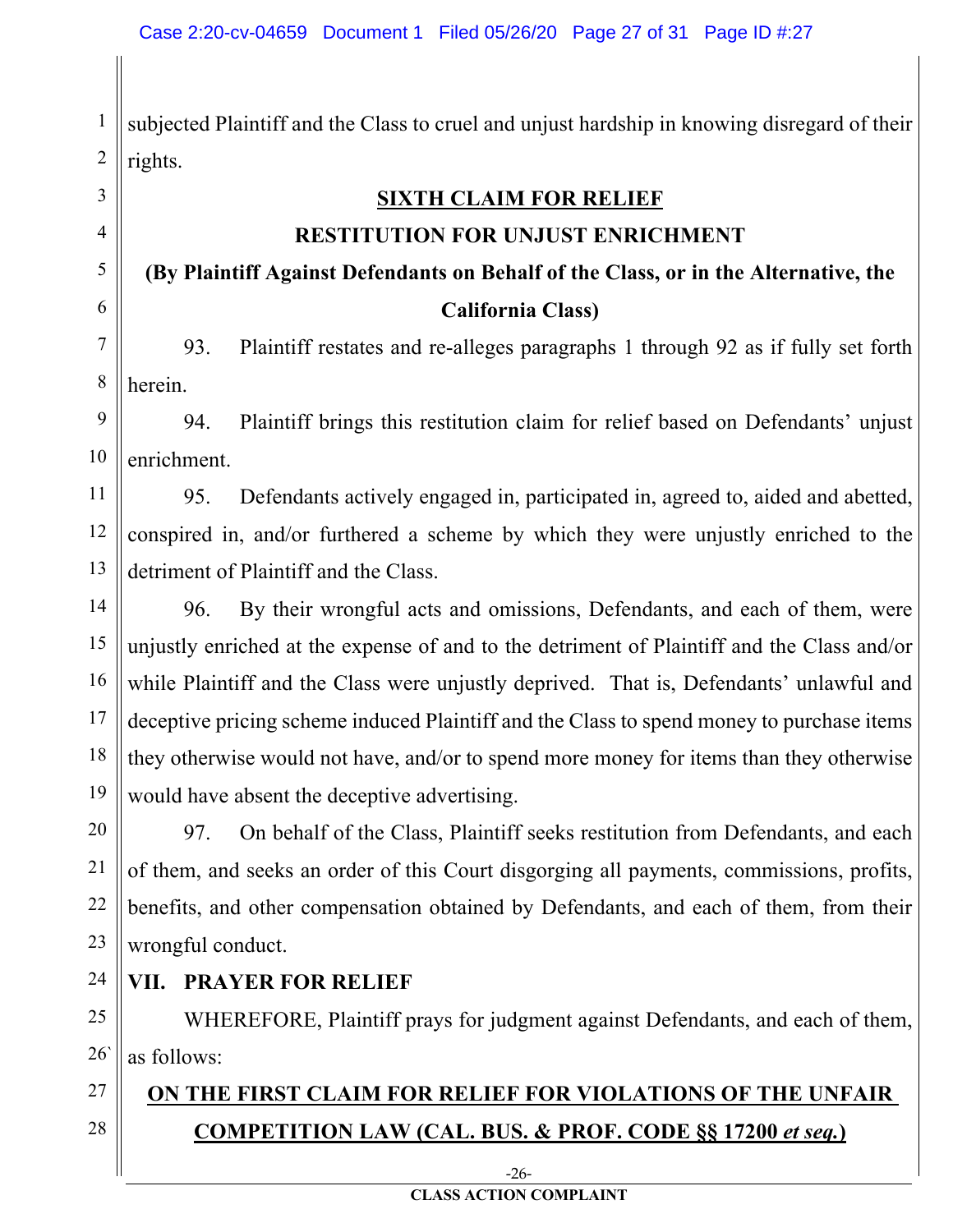subjected Plaintiff and the Class to cruel and unjust hardship in knowing disregard of their rights.

## SIXTH CLAIM FOR RELIEF

## RESTITUTION FOR UNJUST ENRICHMENT

**(By Plaintiff Against Defendants on Behalf of the Class, or in the Alternative, the California Class)**

93. Plaintiff restates and re-alleges paragraphs 1 through 92 as if fully set forth herein.

94. Plaintiff brings this restitution claim for relief based on Defendants' unjust enrichment.

95. Defendants actively engaged in, participated in, agreed to, aided and abetted, conspired in, and/or furthered a scheme by which they were unjustly enriched to the detriment of Plaintiff and the Class.

96. By their wrongful acts and omissions, Defendants, and each of them, were unjustly enriched at the expense of and to the detriment of Plaintiff and the Class and/or while Plaintiff and the Class were unjustly deprived. That is, Defendants' unlawful and deceptive pricing scheme induced Plaintiff and the Class to spend money to purchase items they otherwise would not have, and/or to spend more money for items than they otherwise would have absent the deceptive advertising.

97. On behalf of the Class, Plaintiff seeks restitution from Defendants, and each of them, and seeks an order of this Court disgorging all payments, commissions, profits, benefits, and other compensation obtained by Defendants, and each of them, from their wrongful conduct.

## VII. PRAYER FOR RELIEF

WHEREFORE, Plaintiff prays for judgment against Defendants, and each of them, as follows:

## ON THE FIRST CLAIM FOR RELIEF FOR VIOLATIONS OF THE UNFAIR COMPETITION LAW (CAL. BUS. & PROF. CODE §§ 17200 *et seq.*)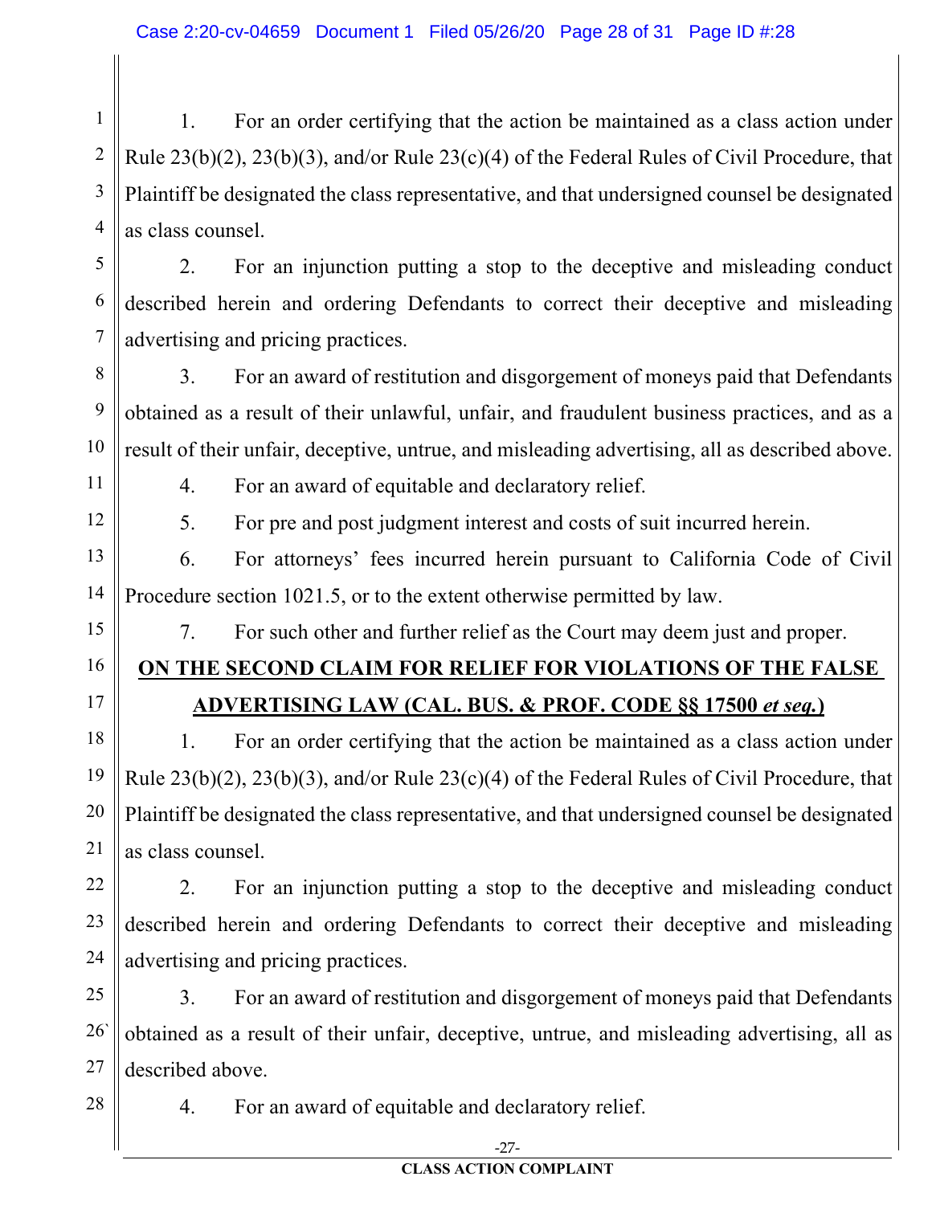1. For an order certifying that the action be maintained as a class action under Rule 23(b)(2), 23(b)(3), and/or Rule 23(c)(4) of the Federal Rules of Civil Procedure, that Plaintiff be designated the class representative, and that undersigned counsel be designated as class counsel.

2. For an injunction putting a stop to the deceptive and misleading conduct described herein and ordering Defendants to correct their deceptive and misleading advertising and pricing practices.

3. For an award of restitution and disgorgement of moneys paid that Defendants obtained as a result of their unlawful, unfair, and fraudulent business practices, and as a result of their unfair, deceptive, untrue, and misleading advertising, all as described above.

4. For an award of equitable and declaratory relief.

5. For pre and post judgment interest and costs of suit incurred herein.

6. For attorneys' fees incurred herein pursuant to California Code of Civil Procedure section 1021.5, or to the extent otherwise permitted by law.

7. For such other and further relief as the Court may deem just and proper.

**ON THE SECOND CLAIM FOR RELIEF FOR VIOLATIONS OF THE FALSE ADVERTISING LAW (CAL. BUS. & PROF. CODE §§ 17500 *et seq.*)**

1. For an order certifying that the action be maintained as a class action under Rule 23(b)(2), 23(b)(3), and/or Rule 23(c)(4) of the Federal Rules of Civil Procedure, that Plaintiff be designated the class representative, and that undersigned counsel be designated as class counsel.

2. For an injunction putting a stop to the deceptive and misleading conduct described herein and ordering Defendants to correct their deceptive and misleading advertising and pricing practices.

3. For an award of restitution and disgorgement of moneys paid that Defendants obtained as a result of their unfair, deceptive, untrue, and misleading advertising, all as described above.

4. For an award of equitable and declaratory relief.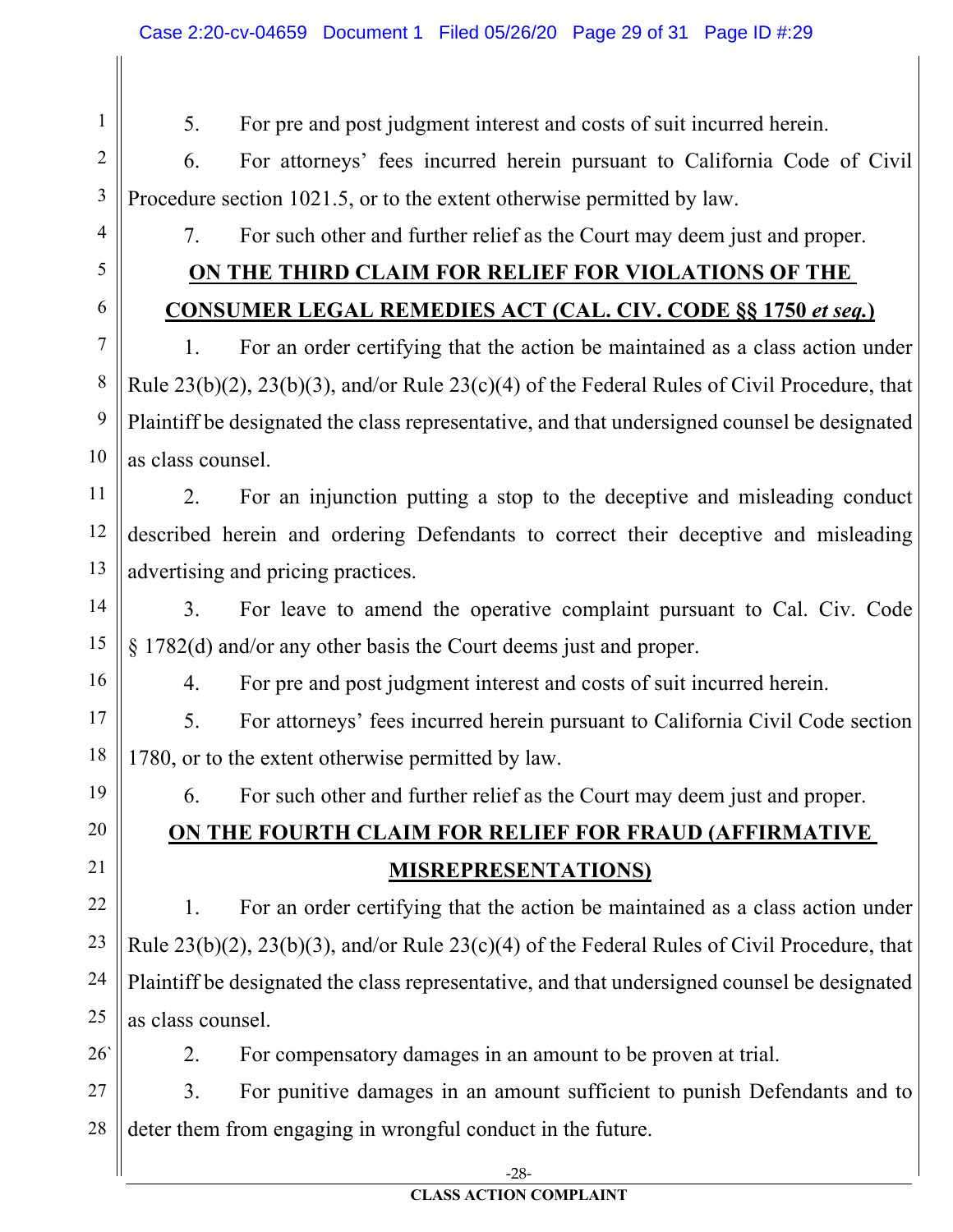5. For pre and post judgment interest and costs of suit incurred herein.

6. For attorneys' fees incurred herein pursuant to California Code of Civil Procedure section 1021.5, or to the extent otherwise permitted by law.

7. For such other and further relief as the Court may deem just and proper.

**ON THE THIRD CLAIM FOR RELIEF FOR VIOLATIONS OF THE CONSUMER LEGAL REMEDIES ACT (CAL. CIV. CODE §§ 1750 *et seq.*)**

1. For an order certifying that the action be maintained as a class action under Rule 23(b)(2), 23(b)(3), and/or Rule 23(c)(4) of the Federal Rules of Civil Procedure, that Plaintiff be designated the class representative, and that undersigned counsel be designated as class counsel.

2. For an injunction putting a stop to the deceptive and misleading conduct described herein and ordering Defendants to correct their deceptive and misleading advertising and pricing practices.

3. For leave to amend the operative complaint pursuant to Cal. Civ. Code § 1782(d) and/or any other basis the Court deems just and proper.

4. For pre and post judgment interest and costs of suit incurred herein.

5. For attorneys' fees incurred herein pursuant to California Civil Code section 1780, or to the extent otherwise permitted by law.

6. For such other and further relief as the Court may deem just and proper.

**ON THE FOURTH CLAIM FOR RELIEF FOR FRAUD (AFFIRMATIVE MISREPRESENTATIONS)**

1. For an order certifying that the action be maintained as a class action under Rule 23(b)(2), 23(b)(3), and/or Rule 23(c)(4) of the Federal Rules of Civil Procedure, that Plaintiff be designated the class representative, and that undersigned counsel be designated as class counsel.

2. For compensatory damages in an amount to be proven at trial.

3. For punitive damages in an amount sufficient to punish Defendants and to deter them from engaging in wrongful conduct in the future.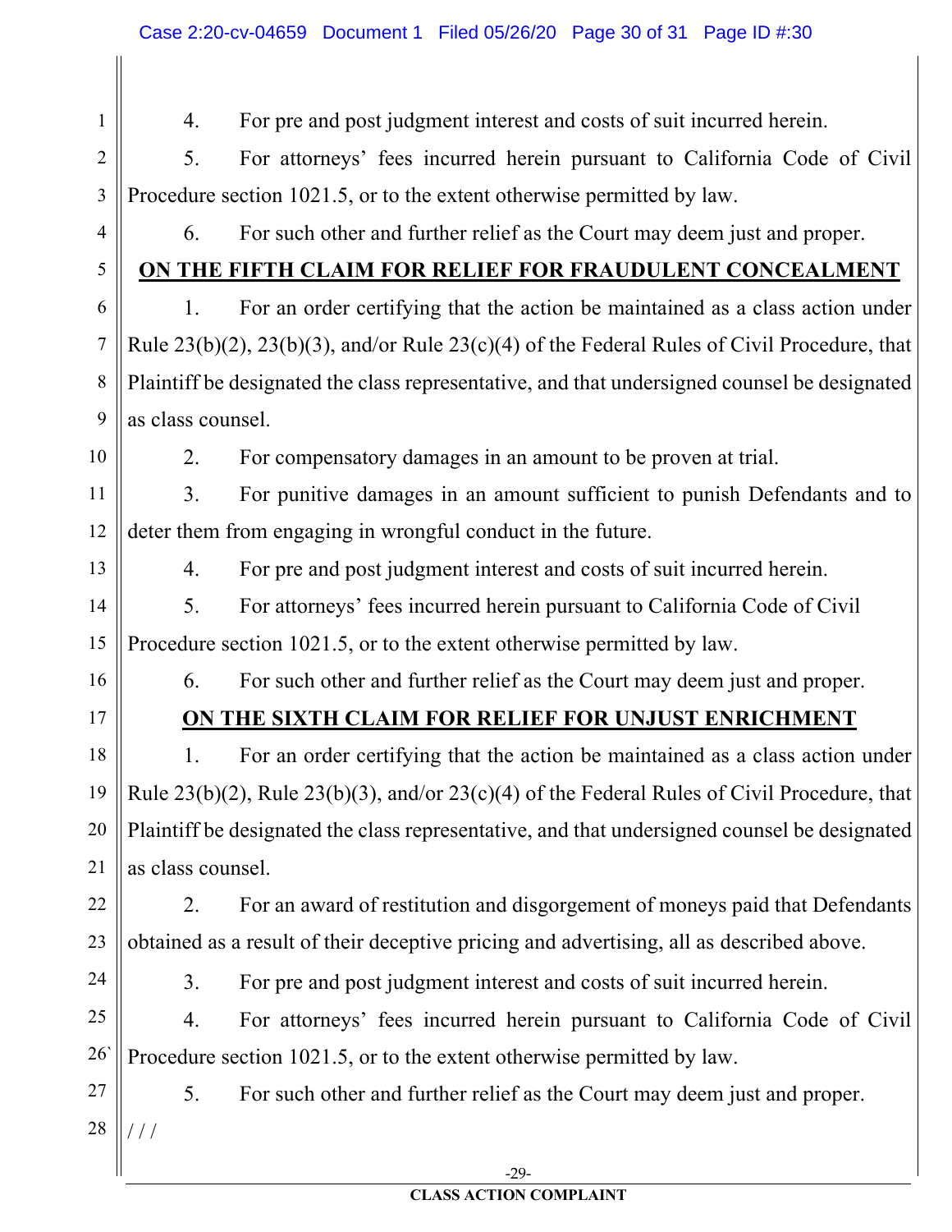4. For pre and post judgment interest and costs of suit incurred herein.

5. For attorneys' fees incurred herein pursuant to California Code of Civil Procedure section 1021.5, or to the extent otherwise permitted by law.

6. For such other and further relief as the Court may deem just and proper.

**ON THE FIFTH CLAIM FOR RELIEF FOR FRAUDULENT CONCEALMENT**

1. For an order certifying that the action be maintained as a class action under Rule 23(b)(2), 23(b)(3), and/or Rule 23(c)(4) of the Federal Rules of Civil Procedure, that Plaintiff be designated the class representative, and that undersigned counsel be designated as class counsel.

2. For compensatory damages in an amount to be proven at trial.

3. For punitive damages in an amount sufficient to punish Defendants and to deter them from engaging in wrongful conduct in the future.

4. For pre and post judgment interest and costs of suit incurred herein.

5. For attorneys' fees incurred herein pursuant to California Code of Civil Procedure section 1021.5, or to the extent otherwise permitted by law.

6. For such other and further relief as the Court may deem just and proper.

**ON THE SIXTH CLAIM FOR RELIEF FOR UNJUST ENRICHMENT**

1. For an order certifying that the action be maintained as a class action under Rule 23(b)(2), Rule 23(b)(3), and/or 23(c)(4) of the Federal Rules of Civil Procedure, that Plaintiff be designated the class representative, and that undersigned counsel be designated as class counsel.

2. For an award of restitution and disgorgement of moneys paid that Defendants obtained as a result of their deceptive pricing and advertising, all as described above.

3. For pre and post judgment interest and costs of suit incurred herein.

4. For attorneys' fees incurred herein pursuant to California Code of Civil Procedure section 1021.5, or to the extent otherwise permitted by law.

5. For such other and further relief as the Court may deem just and proper.

/ / /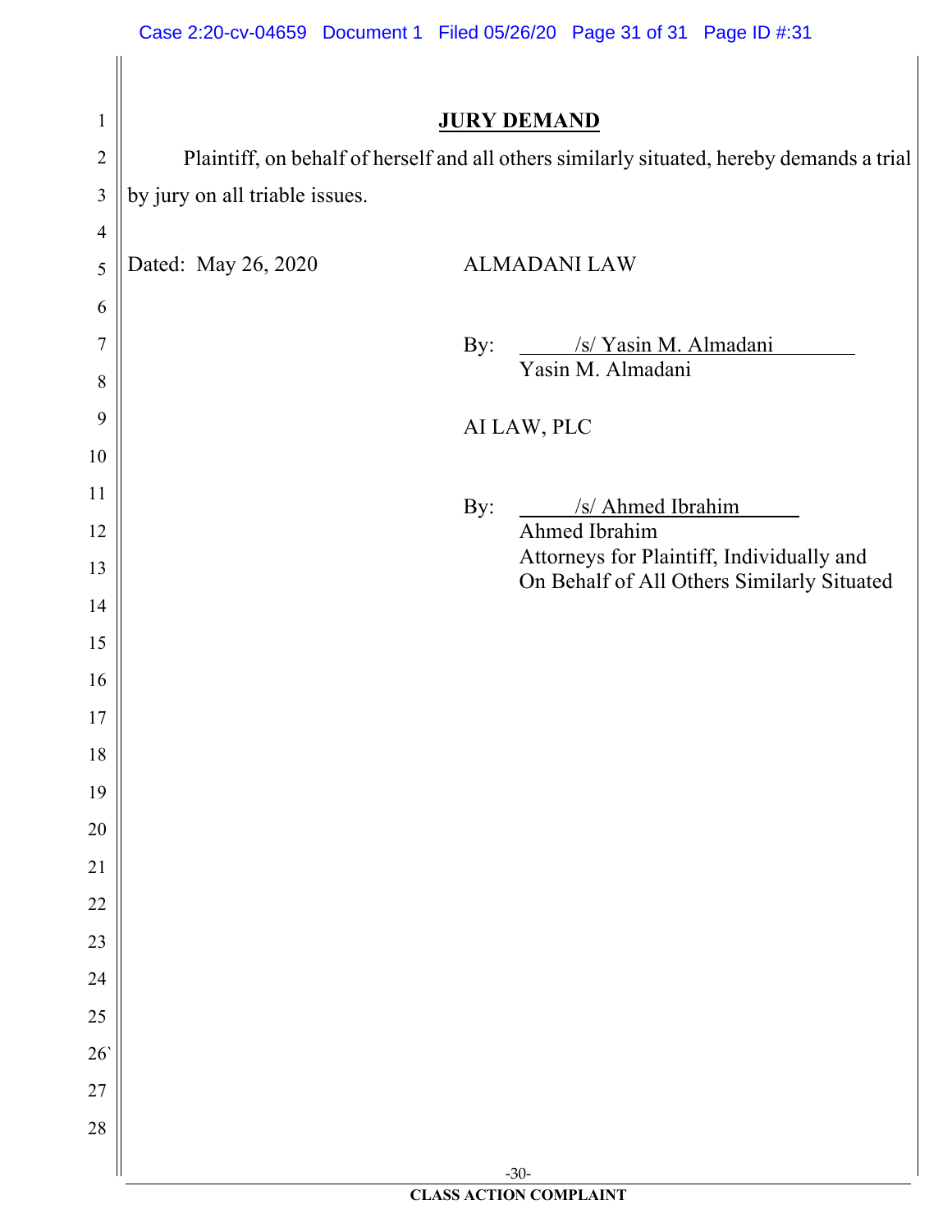## JURY DEMAND

Plaintiff, on behalf of herself and all others similarly situated, hereby demands a trial by jury on all triable issues.

Dated: May 26, 2020

ALMADANI LAW

By: /s/ Yasin M. Almadani
Yasin M. Almadani

AI LAW, PLC

By: /s/ Ahmed Ibrahim
Ahmed Ibrahim
Attorneys for Plaintiff, Individually and On Behalf of All Others Similarly Situated

CLASS ACTION COMPLAINT